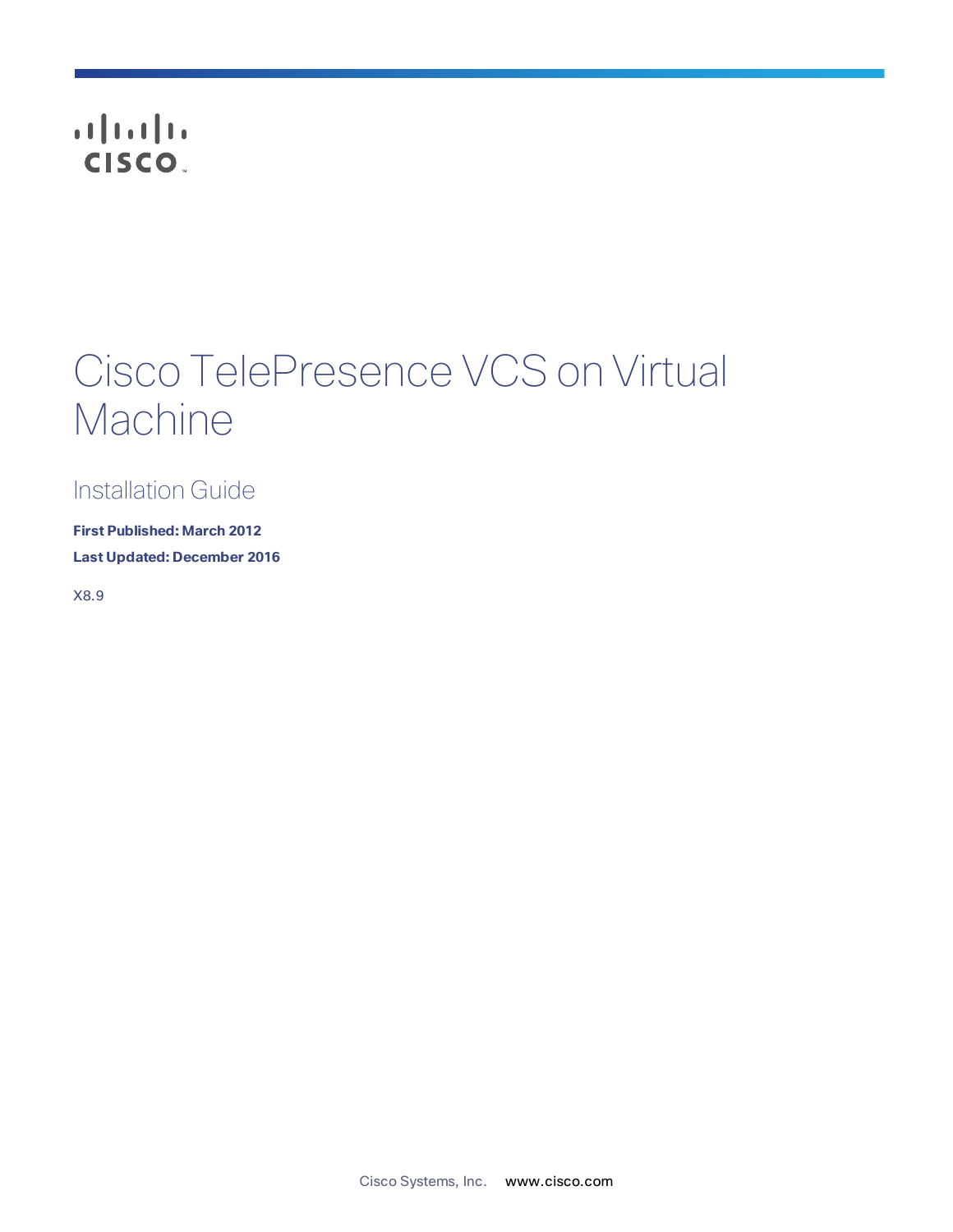# Cisco TelePresence VCS on Virtual Machine

## Installation Guide

**First Published: March 2012**

**Last Updated: December 2016**

X8.9

Cisco Systems, Inc. www.cisco.com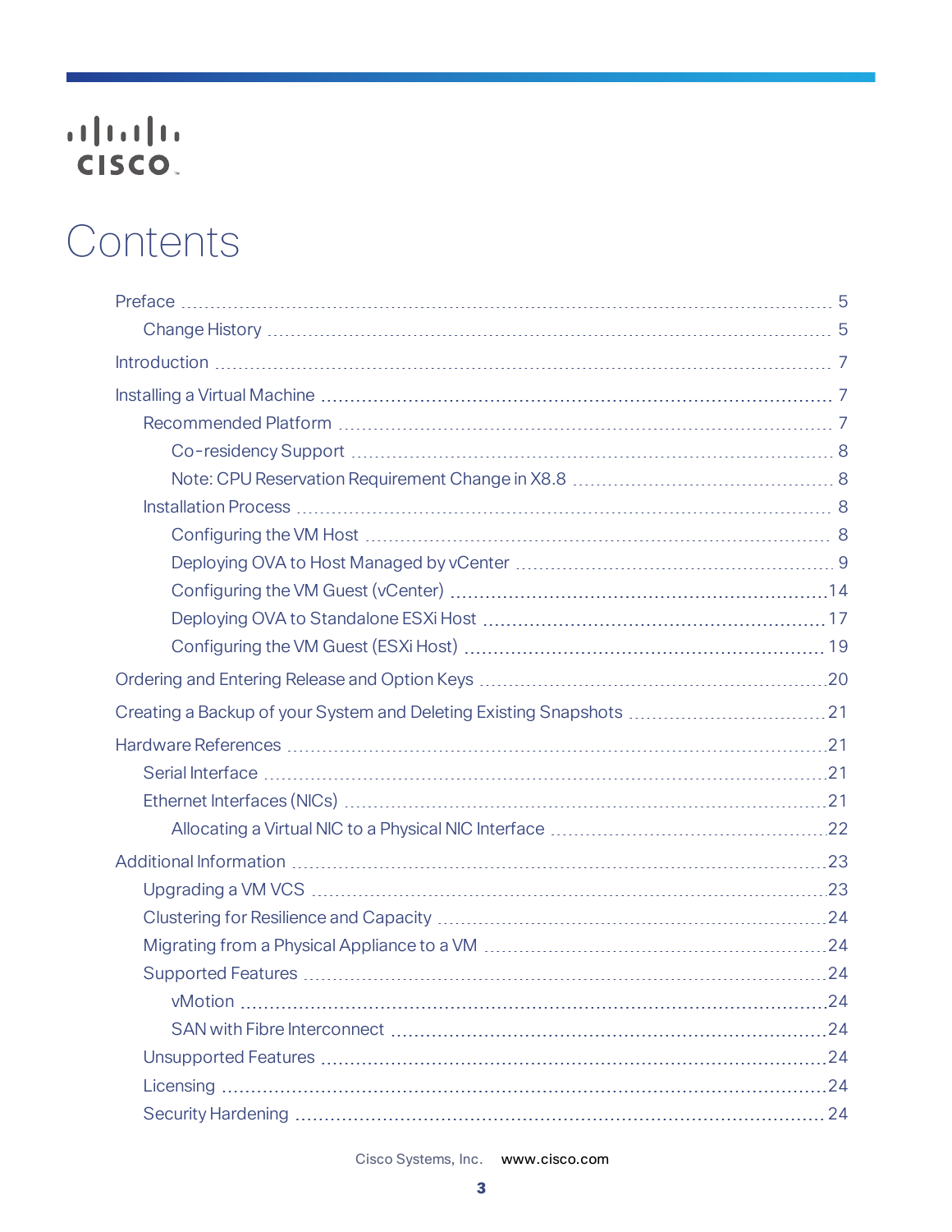# Contents

- Preface ... 5
  - Change History ... 5
- Introduction ... 7
- Installing a Virtual Machine ... 7
  - Recommended Platform ... 7
    - Co-residency Support ... 8
    - Note: CPU Reservation Requirement Change in X8.8 ... 8
  - Installation Process ... 8
    - Configuring the VM Host ... 8
    - Deploying OVA to Host Managed by vCenter ... 9
    - Configuring the VM Guest (vCenter) ... 14
    - Deploying OVA to Standalone ESXi Host ... 17
    - Configuring the VM Guest (ESXi Host) ... 19
- Ordering and Entering Release and Option Keys ... 20
- Creating a Backup of your System and Deleting Existing Snapshots ... 21
- Hardware References ... 21
  - Serial Interface ... 21
  - Ethernet Interfaces (NICs) ... 21
    - Allocating a Virtual NIC to a Physical NIC Interface ... 22
- Additional Information ... 23
  - Upgrading a VM VCS ... 23
  - Clustering for Resilience and Capacity ... 24
  - Migrating from a Physical Appliance to a VM ... 24
  - Supported Features ... 24
    - vMotion ... 24
    - SAN with Fibre Interconnect ... 24
  - Unsupported Features ... 24
  - Licensing ... 24
  - Security Hardening ... 24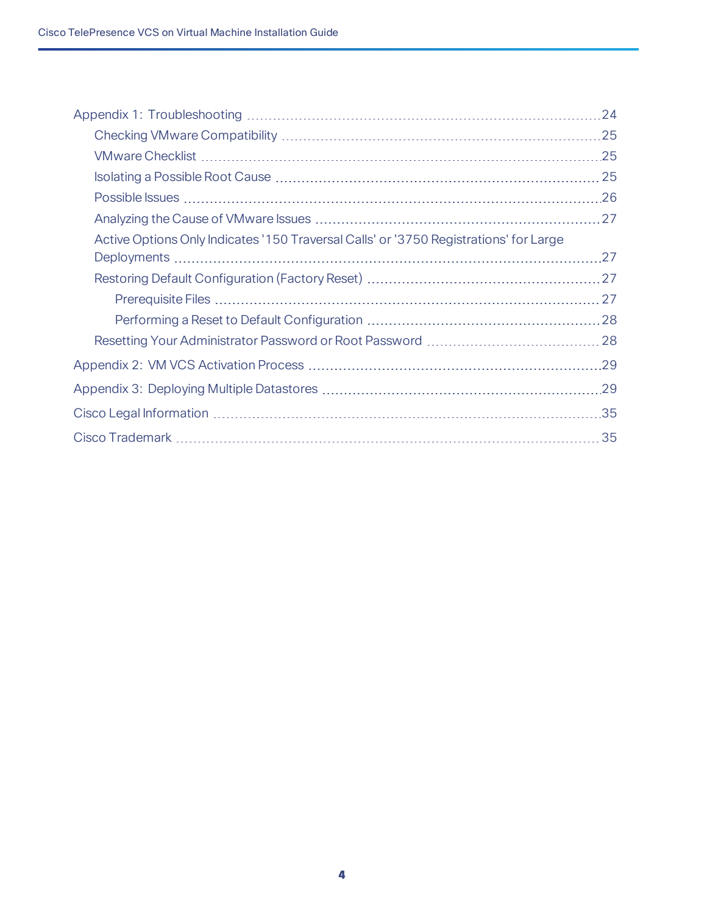- Appendix 1: Troubleshooting ........ 24
  - Checking VMware Compatibility ........ 25
  - VMware Checklist ........ 25
  - Isolating a Possible Root Cause ........ 25
  - Possible Issues ........ 26
  - Analyzing the Cause of VMware Issues ........ 27
  - Active Options Only Indicates '150 Traversal Calls' or '3750 Registrations' for Large Deployments ........ 27
  - Restoring Default Configuration (Factory Reset) ........ 27
    - Prerequisite Files ........ 27
    - Performing a Reset to Default Configuration ........ 28
  - Resetting Your Administrator Password or Root Password ........ 28
- Appendix 2: VM VCS Activation Process ........ 29
- Appendix 3: Deploying Multiple Datastores ........ 29
- Cisco Legal Information ........ 35
- Cisco Trademark ........ 35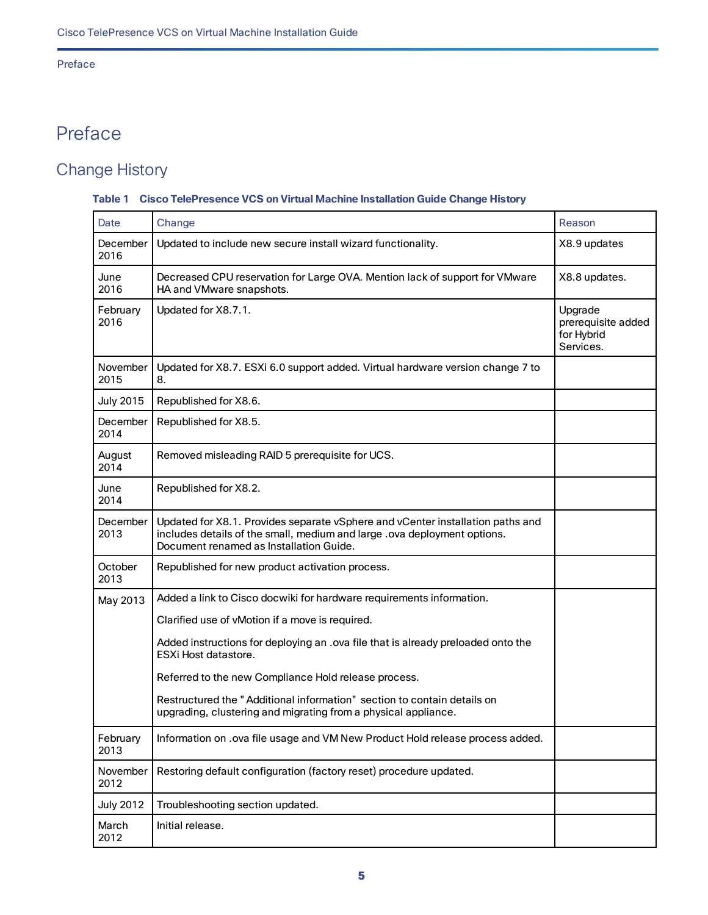# Preface

## Change History

**Table 1 Cisco TelePresence VCS on Virtual Machine Installation Guide Change History**

| Date | Change | Reason |
|---|---|---|
| December 2016 | Updated to include new secure install wizard functionality. | X8.9 updates |
| June 2016 | Decreased CPU reservation for Large OVA. Mention lack of support for VMware HA and VMware snapshots. | X8.8 updates. |
| February 2016 | Updated for X8.7.1. | Upgrade prerequisite added for Hybrid Services. |
| November 2015 | Updated for X8.7. ESXi 6.0 support added. Virtual hardware version change 7 to 8. | |
| July 2015 | Republished for X8.6. | |
| December 2014 | Republished for X8.5. | |
| August 2014 | Removed misleading RAID 5 prerequisite for UCS. | |
| June 2014 | Republished for X8.2. | |
| December 2013 | Updated for X8.1. Provides separate vSphere and vCenter installation paths and includes details of the small, medium and large .ova deployment options. Document renamed as Installation Guide. | |
| October 2013 | Republished for new product activation process. | |
| May 2013 | Added a link to Cisco docwiki for hardware requirements information.<br><br>Clarified use of vMotion if a move is required.<br><br>Added instructions for deploying an .ova file that is already preloaded onto the ESXi Host datastore.<br><br>Referred to the new Compliance Hold release process.<br><br>Restructured the "Additional information" section to contain details on upgrading, clustering and migrating from a physical appliance. | |
| February 2013 | Information on .ova file usage and VM New Product Hold release process added. | |
| November 2012 | Restoring default configuration (factory reset) procedure updated. | |
| July 2012 | Troubleshooting section updated. | |
| March 2012 | Initial release. | |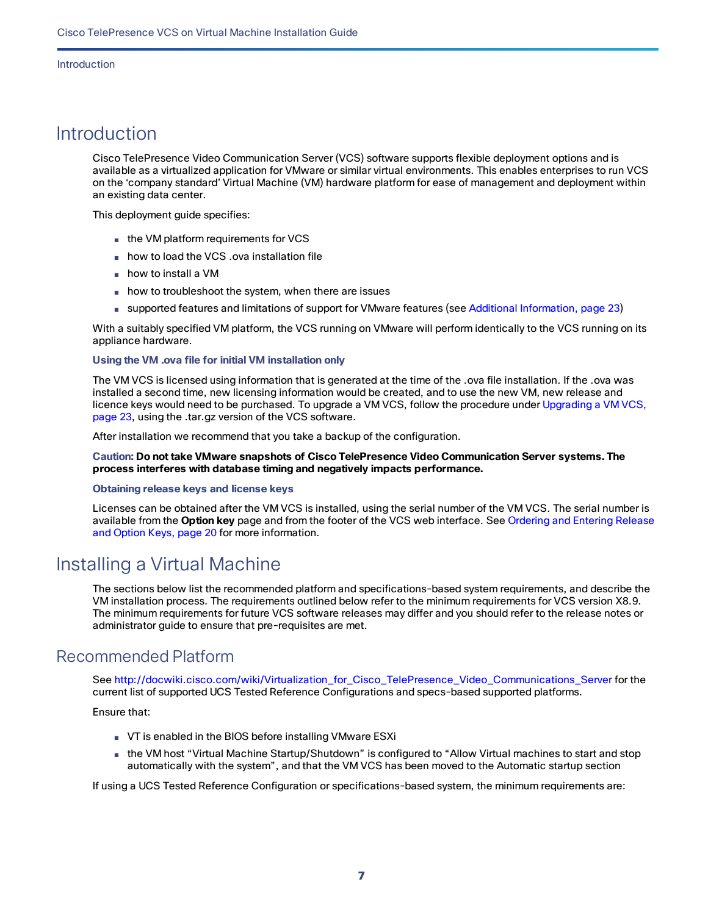# Introduction

Cisco TelePresence Video Communication Server (VCS) software supports flexible deployment options and is available as a virtualized application for VMware or similar virtual environments. This enables enterprises to run VCS on the 'company standard' Virtual Machine (VM) hardware platform for ease of management and deployment within an existing data center.

This deployment guide specifies:

- the VM platform requirements for VCS
- how to load the VCS .ova installation file
- how to install a VM
- how to troubleshoot the system, when there are issues
- supported features and limitations of support for VMware features (see Additional Information, page 23)

With a suitably specified VM platform, the VCS running on VMware will perform identically to the VCS running on its appliance hardware.

**Using the VM .ova file for initial VM installation only**

The VM VCS is licensed using information that is generated at the time of the .ova file installation. If the .ova was installed a second time, new licensing information would be created, and to use the new VM, new release and licence keys would need to be purchased. To upgrade a VM VCS, follow the procedure under Upgrading a VM VCS, page 23, using the .tar.gz version of the VCS software.

After installation we recommend that you take a backup of the configuration.

**Caution: Do not take VMware snapshots of Cisco TelePresence Video Communication Server systems. The process interferes with database timing and negatively impacts performance.**

**Obtaining release keys and license keys**

Licenses can be obtained after the VM VCS is installed, using the serial number of the VM VCS. The serial number is available from the **Option key** page and from the footer of the VCS web interface. See Ordering and Entering Release and Option Keys, page 20 for more information.

# Installing a Virtual Machine

The sections below list the recommended platform and specifications-based system requirements, and describe the VM installation process. The requirements outlined below refer to the minimum requirements for VCS version X8.9. The minimum requirements for future VCS software releases may differ and you should refer to the release notes or administrator guide to ensure that pre-requisites are met.

## Recommended Platform

See http://docwiki.cisco.com/wiki/Virtualization_for_Cisco_TelePresence_Video_Communications_Server for the current list of supported UCS Tested Reference Configurations and specs-based supported platforms.

Ensure that:

- VT is enabled in the BIOS before installing VMware ESXi
- the VM host "Virtual Machine Startup/Shutdown" is configured to "Allow Virtual machines to start and stop automatically with the system", and that the VM VCS has been moved to the Automatic startup section

If using a UCS Tested Reference Configuration or specifications-based system, the minimum requirements are: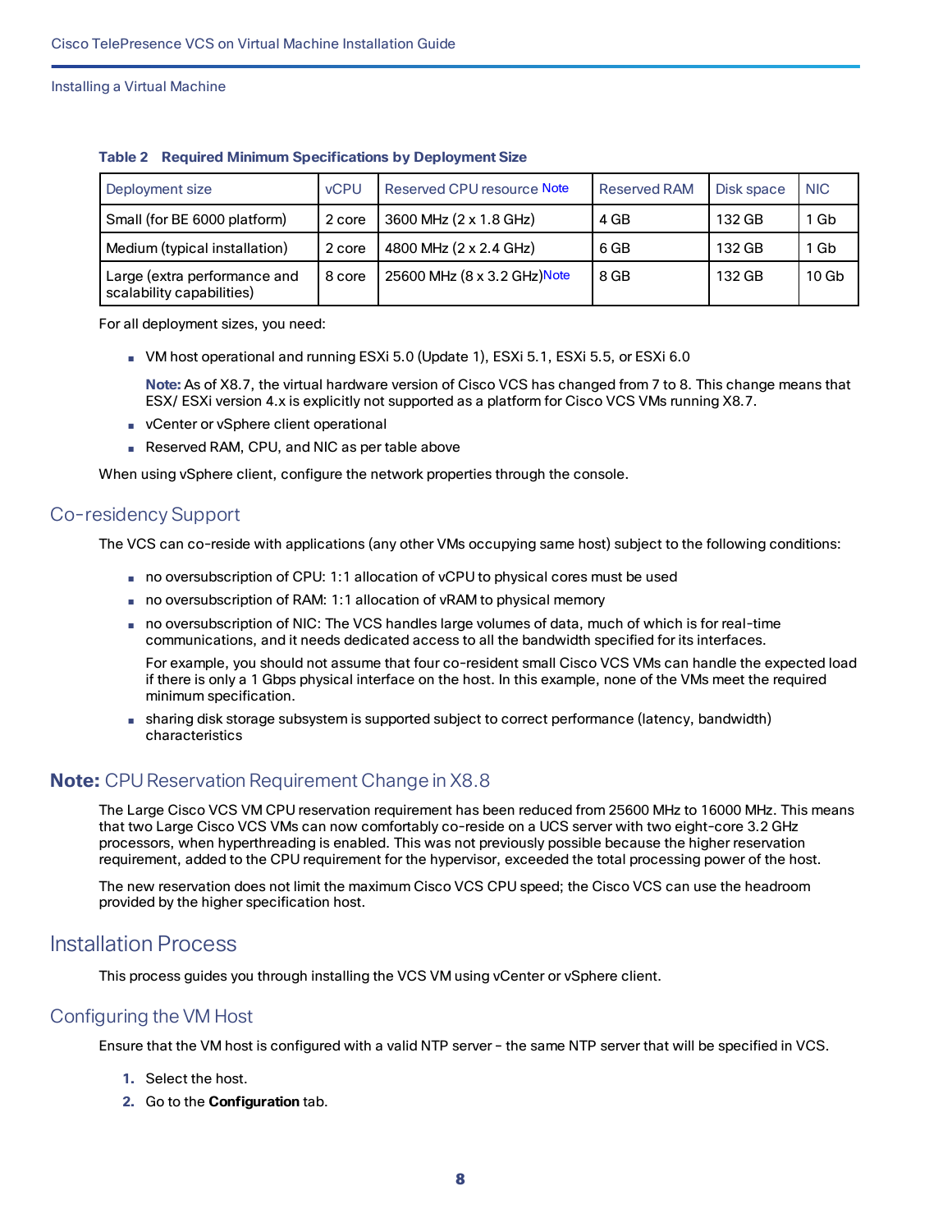**Table 2 Required Minimum Specifications by Deployment Size**

| Deployment size | vCPU | Reserved CPU resource Note | Reserved RAM | Disk space | NIC |
|---|---|---|---|---|---|
| Small (for BE 6000 platform) | 2 core | 3600 MHz (2 x 1.8 GHz) | 4 GB | 132 GB | 1 Gb |
| Medium (typical installation) | 2 core | 4800 MHz (2 x 2.4 GHz) | 6 GB | 132 GB | 1 Gb |
| Large (extra performance and scalability capabilities) | 8 core | 25600 MHz (8 x 3.2 GHz)Note | 8 GB | 132 GB | 10 Gb |

For all deployment sizes, you need:

- VM host operational and running ESXi 5.0 (Update 1), ESXi 5.1, ESXi 5.5, or ESXi 6.0

  **Note:** As of X8.7, the virtual hardware version of Cisco VCS has changed from 7 to 8. This change means that ESX/ ESXi version 4.x is explicitly not supported as a platform for Cisco VCS VMs running X8.7.

- vCenter or vSphere client operational
- Reserved RAM, CPU, and NIC as per table above

When using vSphere client, configure the network properties through the console.

## Co-residency Support

The VCS can co-reside with applications (any other VMs occupying same host) subject to the following conditions:

- no oversubscription of CPU: 1:1 allocation of vCPU to physical cores must be used
- no oversubscription of RAM: 1:1 allocation of vRAM to physical memory
- no oversubscription of NIC: The VCS handles large volumes of data, much of which is for real-time communications, and it needs dedicated access to all the bandwidth specified for its interfaces.

  For example, you should not assume that four co-resident small Cisco VCS VMs can handle the expected load if there is only a 1 Gbps physical interface on the host. In this example, none of the VMs meet the required minimum specification.

- sharing disk storage subsystem is supported subject to correct performance (latency, bandwidth) characteristics

### **Note:** CPU Reservation Requirement Change in X8.8

The Large Cisco VCS VM CPU reservation requirement has been reduced from 25600 MHz to 16000 MHz. This means that two Large Cisco VCS VMs can now comfortably co-reside on a UCS server with two eight-core 3.2 GHz processors, when hyperthreading is enabled. This was not previously possible because the higher reservation requirement, added to the CPU requirement for the hypervisor, exceeded the total processing power of the host.

The new reservation does not limit the maximum Cisco VCS CPU speed; the Cisco VCS can use the headroom provided by the higher specification host.

# Installation Process

This process guides you through installing the VCS VM using vCenter or vSphere client.

## Configuring the VM Host

Ensure that the VM host is configured with a valid NTP server – the same NTP server that will be specified in VCS.

1. Select the host.
2. Go to the **Configuration** tab.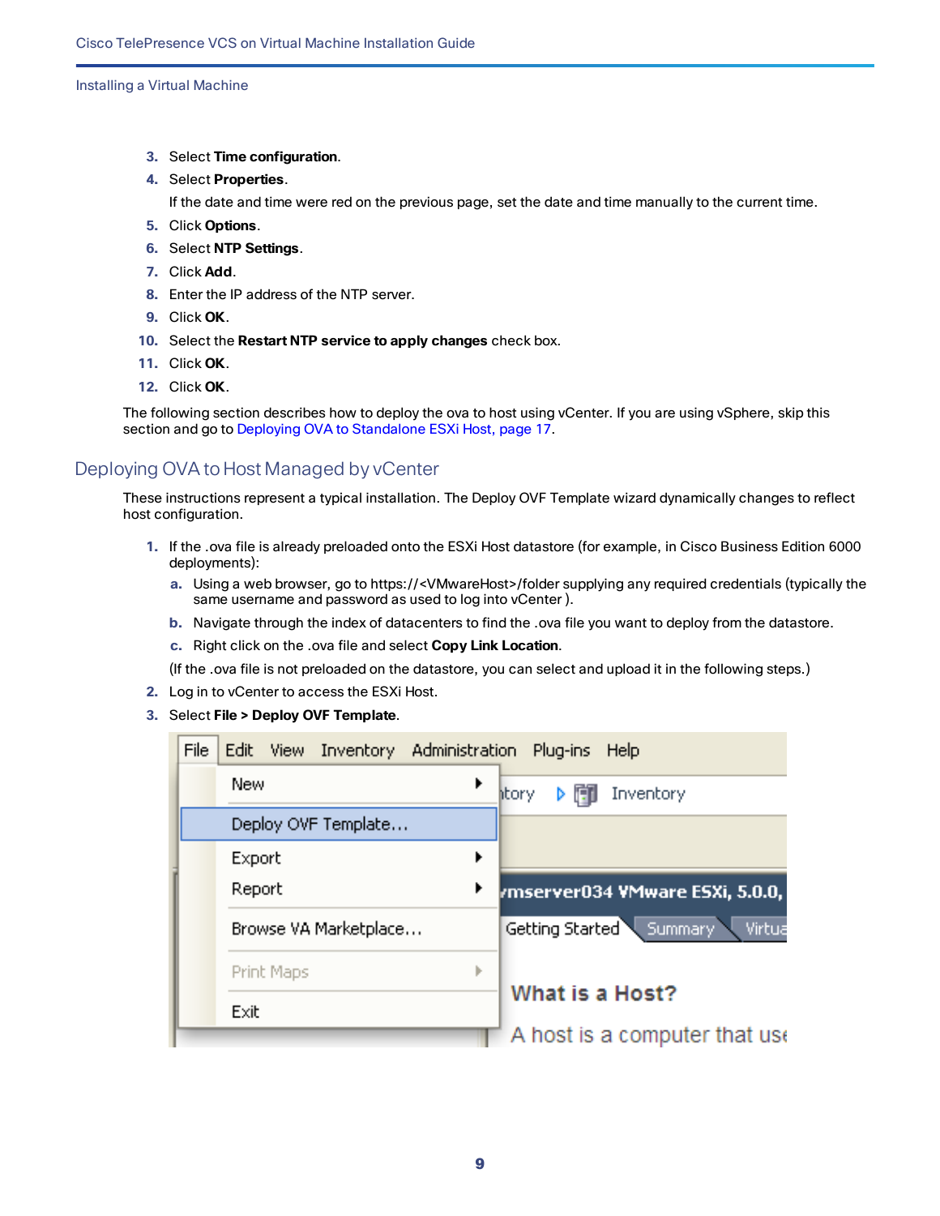3. Select **Time configuration**.
4. Select **Properties**.

   If the date and time were red on the previous page, set the date and time manually to the current time.
5. Click **Options**.
6. Select **NTP Settings**.
7. Click **Add**.
8. Enter the IP address of the NTP server.
9. Click **OK**.
10. Select the **Restart NTP service to apply changes** check box.
11. Click **OK**.
12. Click **OK**.

The following section describes how to deploy the ova to host using vCenter. If you are using vSphere, skip this section and go to Deploying OVA to Standalone ESXi Host, page 17.

## Deploying OVA to Host Managed by vCenter

These instructions represent a typical installation. The Deploy OVF Template wizard dynamically changes to reflect host configuration.

1. If the .ova file is already preloaded onto the ESXi Host datastore (for example, in Cisco Business Edition 6000 deployments):
   a. Using a web browser, go to https://<VMwareHost>/folder supplying any required credentials (typically the same username and password as used to log into vCenter ).
   b. Navigate through the index of datacenters to find the .ova file you want to deploy from the datastore.
   c. Right click on the .ova file and select **Copy Link Location**.

   (If the .ova file is not preloaded on the datastore, you can select and upload it in the following steps.)
2. Log in to vCenter to access the ESXi Host.
3. Select **File > Deploy OVF Template**.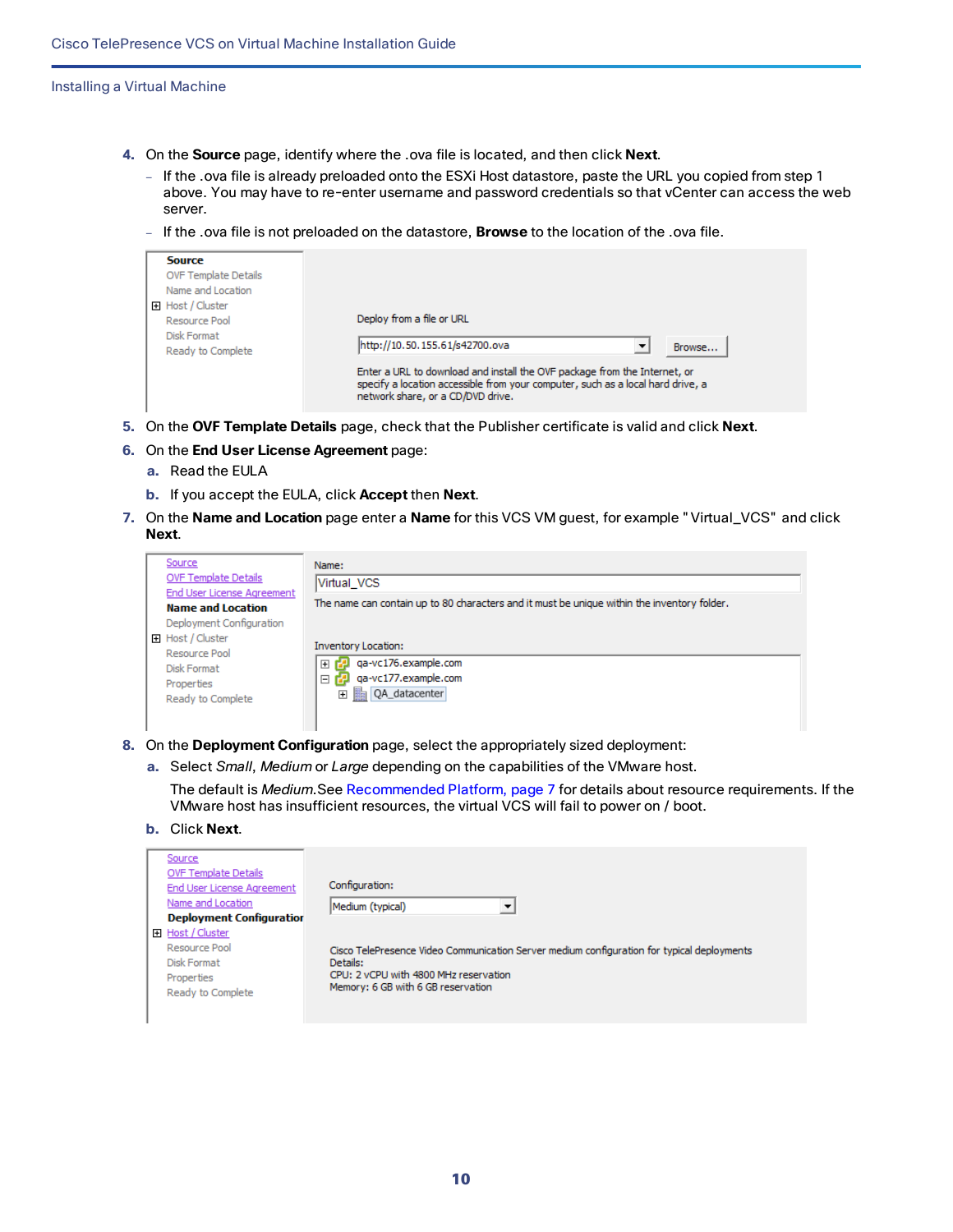4. On the **Source** page, identify where the .ova file is located, and then click **Next**.
   - If the .ova file is already preloaded onto the ESXi Host datastore, paste the URL you copied from step 1 above. You may have to re-enter username and password credentials so that vCenter can access the web server.
   - If the .ova file is not preloaded on the datastore, **Browse** to the location of the .ova file.

5. On the **OVF Template Details** page, check that the Publisher certificate is valid and click **Next**.
6. On the **End User License Agreement** page:
   a. Read the EULA
   b. If you accept the EULA, click **Accept** then **Next**.
7. On the **Name and Location** page enter a **Name** for this VCS VM guest, for example " Virtual_VCS" and click **Next**.

8. On the **Deployment Configuration** page, select the appropriately sized deployment:
   a. Select *Small*, *Medium* or *Large* depending on the capabilities of the VMware host.

      The default is *Medium*.See Recommended Platform, page 7 for details about resource requirements. If the VMware host has insufficient resources, the virtual VCS will fail to power on / boot.
   b. Click **Next**.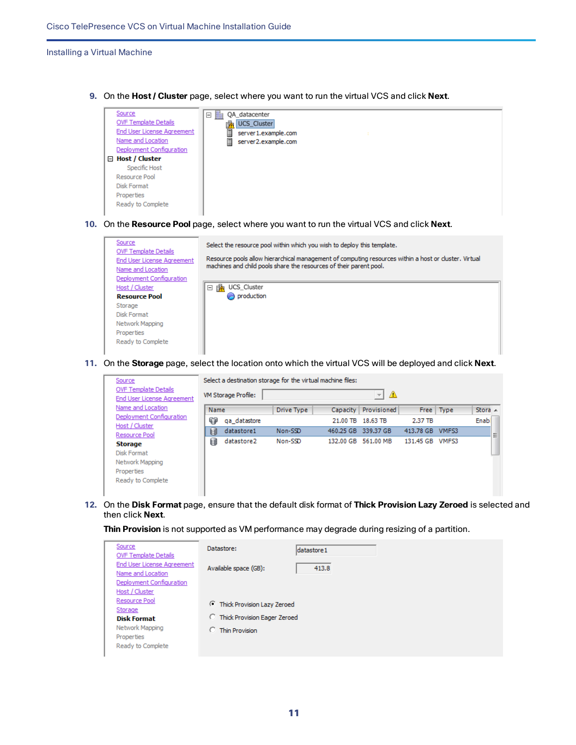9. On the **Host / Cluster** page, select where you want to run the virtual VCS and click **Next**.

10. On the **Resource Pool** page, select where you want to run the virtual VCS and click **Next**.

11. On the **Storage** page, select the location onto which the virtual VCS will be deployed and click **Next**.

12. On the **Disk Format** page, ensure that the default disk format of **Thick Provision Lazy Zeroed** is selected and then click **Next**.

    **Thin Provision** is not supported as VM performance may degrade during resizing of a partition.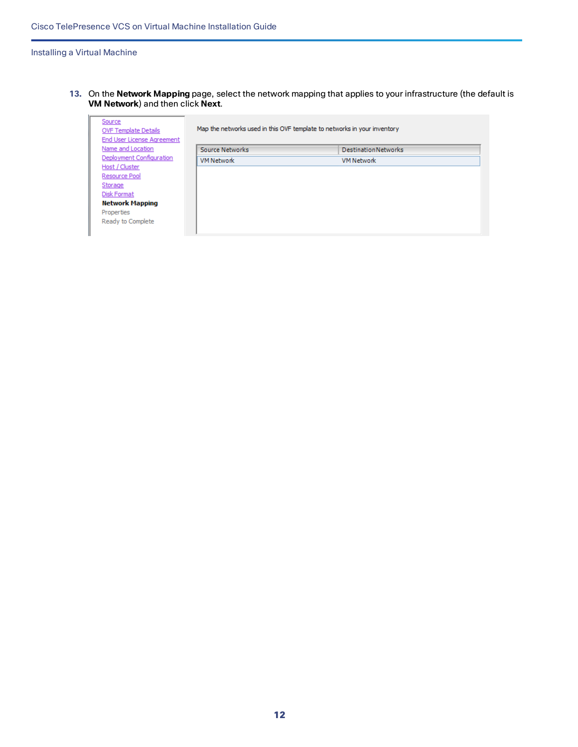13. On the **Network Mapping** page, select the network mapping that applies to your infrastructure (the default is **VM Network**) and then click **Next**.

Source
OVF Template Details
End User License Agreement
Name and Location
Deployment Configuration
Host / Cluster
Resource Pool
Storage
Disk Format
**Network Mapping**
Properties
Ready to Complete

Map the networks used in this OVF template to networks in your inventory

| Source Networks | Destination Networks |
| --- | --- |
| VM Network | VM Network |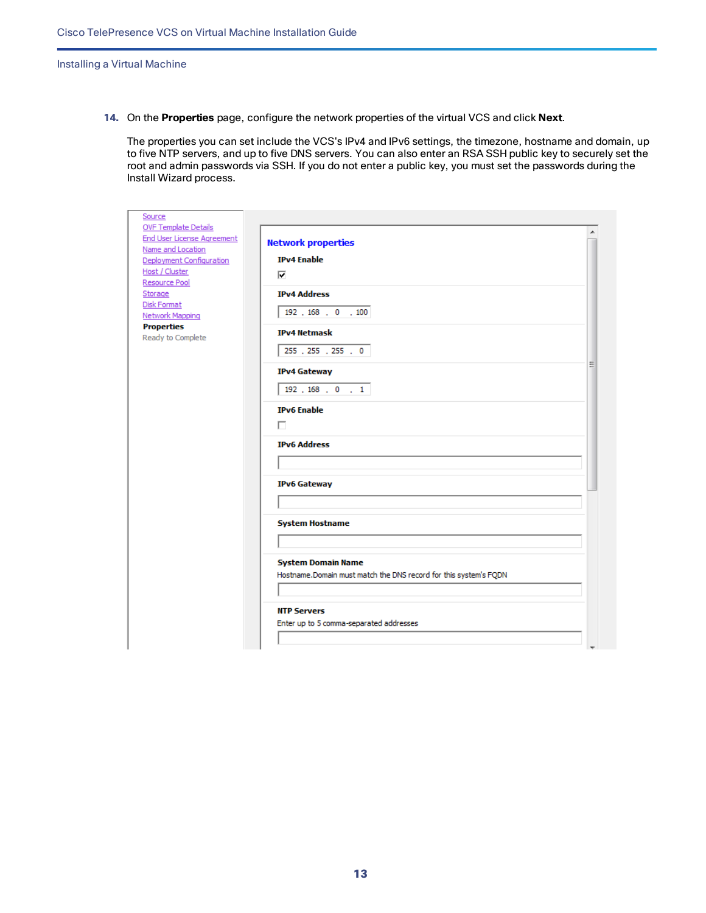14. On the **Properties** page, configure the network properties of the virtual VCS and click **Next**.

    The properties you can set include the VCS's IPv4 and IPv6 settings, the timezone, hostname and domain, up to five NTP servers, and up to five DNS servers. You can also enter an RSA SSH public key to securely set the root and admin passwords via SSH. If you do not enter a public key, you must set the passwords during the Install Wizard process.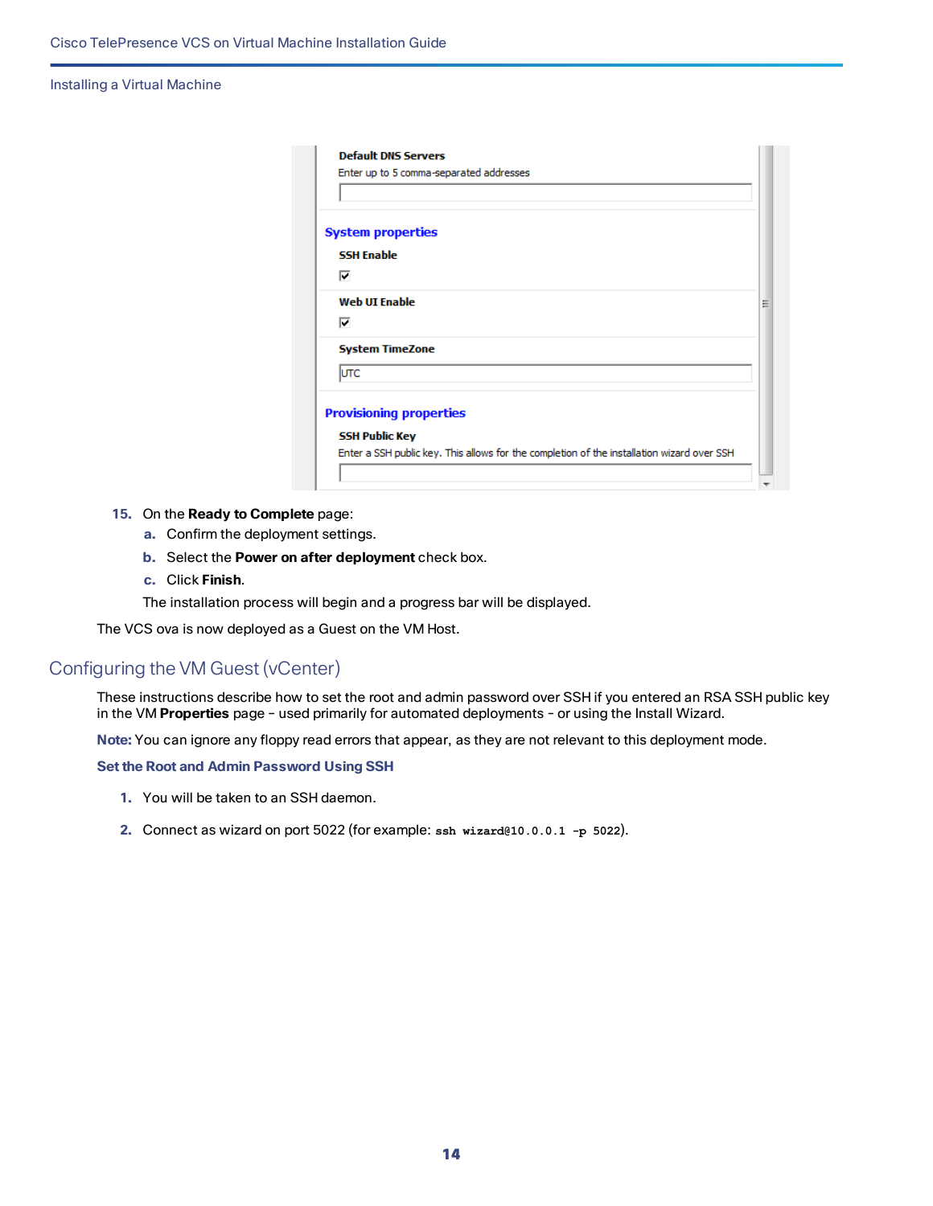Default DNS Servers

Enter up to 5 comma-separated addresses

System properties

SSH Enable

Web UI Enable

System TimeZone

UTC

Provisioning properties

SSH Public Key

Enter a SSH public key. This allows for the completion of the installation wizard over SSH

15. On the **Ready to Complete** page:
    a. Confirm the deployment settings.
    b. Select the **Power on after deployment** check box.
    c. Click **Finish**.

    The installation process will begin and a progress bar will be displayed.

The VCS ova is now deployed as a Guest on the VM Host.

## Configuring the VM Guest (vCenter)

These instructions describe how to set the root and admin password over SSH if you entered an RSA SSH public key in the VM **Properties** page – used primarily for automated deployments – or using the Install Wizard.

**Note:** You can ignore any floppy read errors that appear, as they are not relevant to this deployment mode.

### Set the Root and Admin Password Using SSH

1. You will be taken to an SSH daemon.
2. Connect as wizard on port 5022 (for example: `ssh wizard@10.0.0.1 -p 5022`).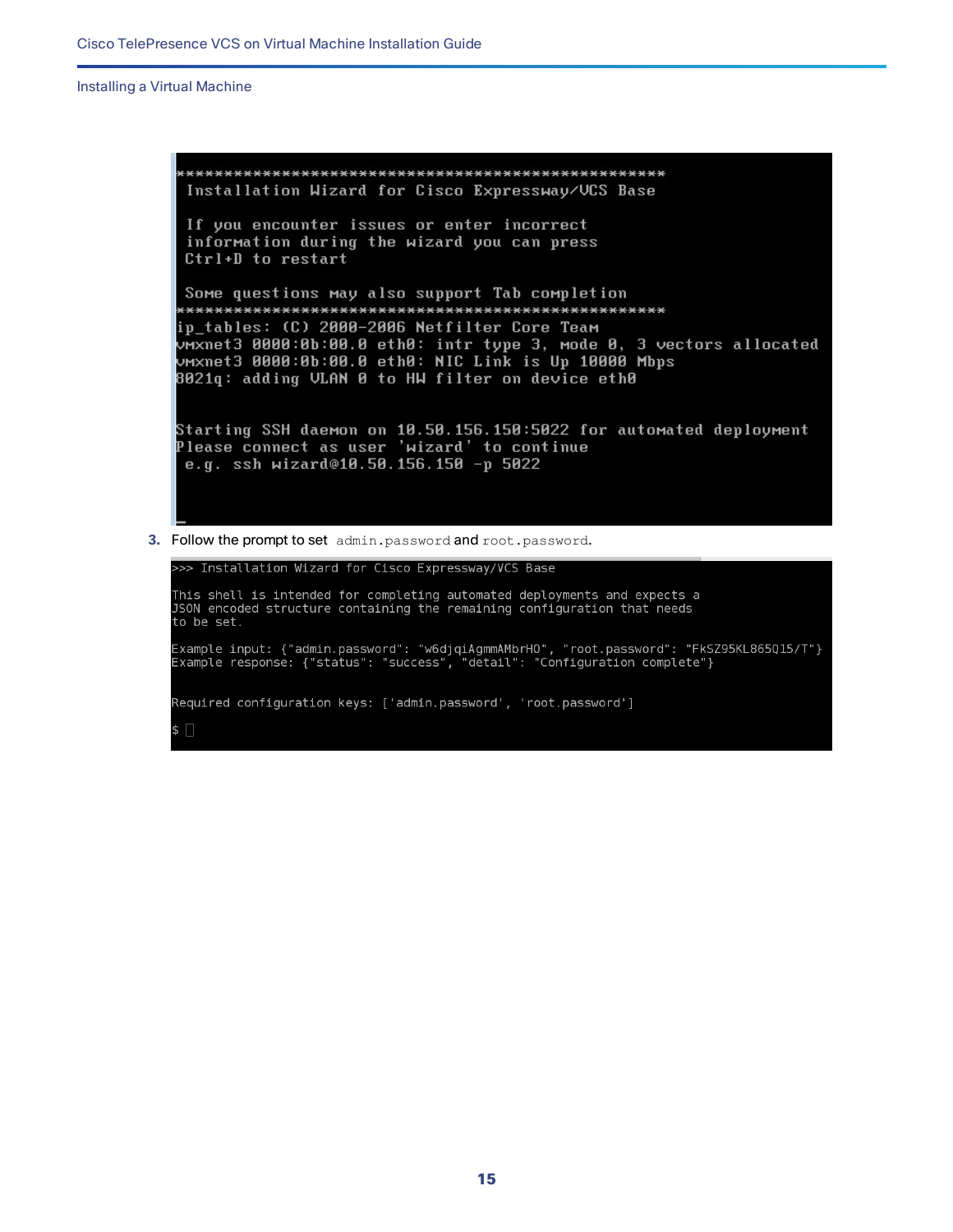```
*****************************************************
 Installation Wizard for Cisco Expressway/VCS Base

 If you encounter issues or enter incorrect
 information during the wizard you can press
 Ctrl+D to restart

 Some questions may also support Tab completion
*****************************************************
ip_tables: (C) 2000-2006 Netfilter Core Team
vmxnet3 0000:0b:00.0 eth0: intr type 3, mode 0, 3 vectors allocated
vmxnet3 0000:0b:00.0 eth0: NIC Link is Up 10000 Mbps
8021q: adding VLAN 0 to HW filter on device eth0


Starting SSH daemon on 10.50.156.150:5022 for automated deployment
Please connect as user 'wizard' to continue
 e.g. ssh wizard@10.50.156.150 -p 5022
```

3. Follow the prompt to set `admin.password` and `root.password`.

```
>>> Installation Wizard for Cisco Expressway/VCS Base

This shell is intended for completing automated deployments and expects a
JSON encoded structure containing the remaining configuration that needs
to be set.

Example input: {"admin.password": "w6djqiAgmmAMbrHO", "root.password": "FkSZ95KL865Q15/T"}
Example response: {"status": "success", "detail": "Configuration complete"}


Required configuration keys: ['admin.password', 'root.password']

$
```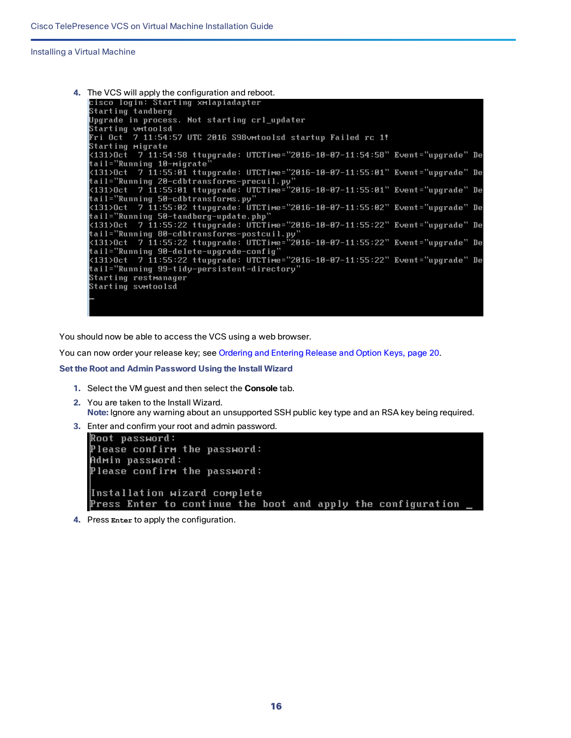4. The VCS will apply the configuration and reboot.

```
cisco login: Starting xmlapiadapter
Starting tandberg
Upgrade in process. Not starting crl_updater
Starting vmtoolsd
Fri Oct  7 11:54:57 UTC 2016 S98vmtoolsd startup Failed rc 1!
Starting migrate
<131>Oct  7 11:54:58 ttupgrade: UTCTime="2016-10-07-11:54:58" Event="upgrade" De
tail="Running 10-migrate"
<131>Oct  7 11:55:01 ttupgrade: UTCTime="2016-10-07-11:55:01" Event="upgrade" De
tail="Running 20-cdbtransforms-precuil.py"
<131>Oct  7 11:55:01 ttupgrade: UTCTime="2016-10-07-11:55:01" Event="upgrade" De
tail="Running 50-cdbtransforms.py"
<131>Oct  7 11:55:02 ttupgrade: UTCTime="2016-10-07-11:55:02" Event="upgrade" De
tail="Running 50-tandberg-update.php"
<131>Oct  7 11:55:22 ttupgrade: UTCTime="2016-10-07-11:55:22" Event="upgrade" De
tail="Running 80-cdbtransforms-postcuil.py"
<131>Oct  7 11:55:22 ttupgrade: UTCTime="2016-10-07-11:55:22" Event="upgrade" De
tail="Running 90-delete-upgrade-config"
<131>Oct  7 11:55:22 ttupgrade: UTCTime="2016-10-07-11:55:22" Event="upgrade" De
tail="Running 99-tidy-persistent-directory"
Starting restmanager
Starting svmtoolsd
_
```

You should now be able to access the VCS using a web browser.

You can now order your release key; see Ordering and Entering Release and Option Keys, page 20.

### Set the Root and Admin Password Using the Install Wizard

1. Select the VM guest and then select the **Console** tab.
2. You are taken to the Install Wizard.
   **Note:** Ignore any warning about an unsupported SSH public key type and an RSA key being required.
3. Enter and confirm your root and admin password.

```
Root password:
Please confirm the password:
Admin password:
Please confirm the password:

Installation wizard complete
Press Enter to continue the boot and apply the configuration _
```

4. Press `Enter` to apply the configuration.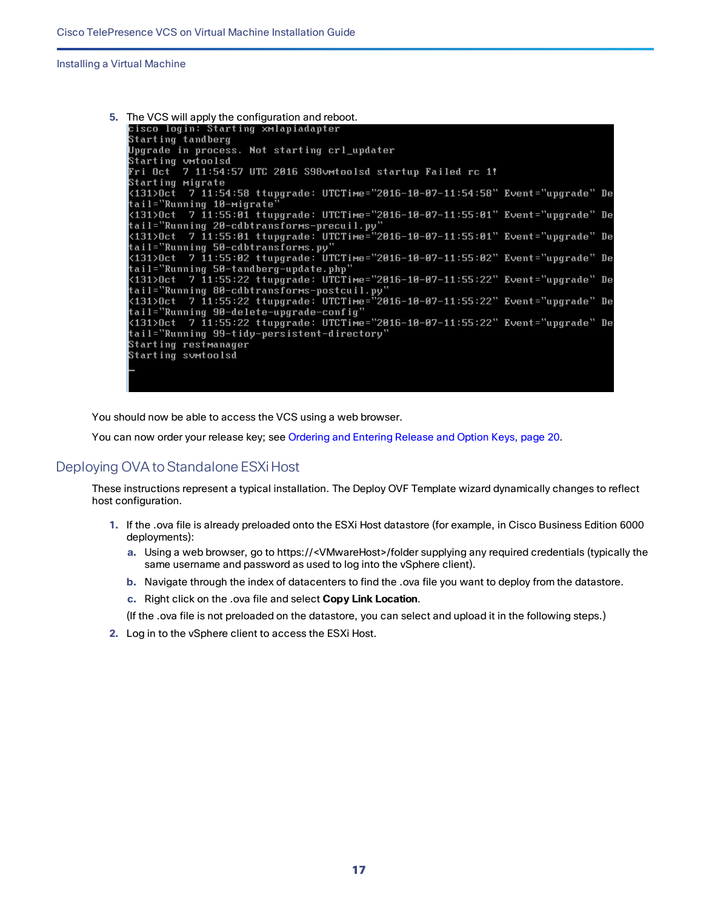5. The VCS will apply the configuration and reboot.

```
cisco login: Starting xmlapiadapter
Starting tandberg
Upgrade in process. Not starting crl_updater
Starting vmtoolsd
Fri Oct  7 11:54:57 UTC 2016 S98vmtoolsd startup Failed rc 1!
Starting migrate
<131>Oct  7 11:54:58 ttupgrade: UTCTime="2016-10-07-11:54:58" Event="upgrade" De
tail="Running 10-migrate"
<131>Oct  7 11:55:01 ttupgrade: UTCTime="2016-10-07-11:55:01" Event="upgrade" De
tail="Running 20-cdbtransforms-precuil.py"
<131>Oct  7 11:55:01 ttupgrade: UTCTime="2016-10-07-11:55:01" Event="upgrade" De
tail="Running 50-cdbtransforms.py"
<131>Oct  7 11:55:02 ttupgrade: UTCTime="2016-10-07-11:55:02" Event="upgrade" De
tail="Running 50-tandberg-update.php"
<131>Oct  7 11:55:22 ttupgrade: UTCTime="2016-10-07-11:55:22" Event="upgrade" De
tail="Running 80-cdbtransforms-postcuil.py"
<131>Oct  7 11:55:22 ttupgrade: UTCTime="2016-10-07-11:55:22" Event="upgrade" De
tail="Running 90-delete-upgrade-config"
<131>Oct  7 11:55:22 ttupgrade: UTCTime="2016-10-07-11:55:22" Event="upgrade" De
tail="Running 99-tidy-persistent-directory"
Starting restmanager
Starting svmtoolsd
_
```

You should now be able to access the VCS using a web browser.

You can now order your release key; see Ordering and Entering Release and Option Keys, page 20.

## Deploying OVA to Standalone ESXi Host

These instructions represent a typical installation. The Deploy OVF Template wizard dynamically changes to reflect host configuration.

1. If the .ova file is already preloaded onto the ESXi Host datastore (for example, in Cisco Business Edition 6000 deployments):
   a. Using a web browser, go to https://<VMwareHost>/folder supplying any required credentials (typically the same username and password as used to log into the vSphere client).
   b. Navigate through the index of datacenters to find the .ova file you want to deploy from the datastore.
   c. Right click on the .ova file and select **Copy Link Location**.

   (If the .ova file is not preloaded on the datastore, you can select and upload it in the following steps.)
2. Log in to the vSphere client to access the ESXi Host.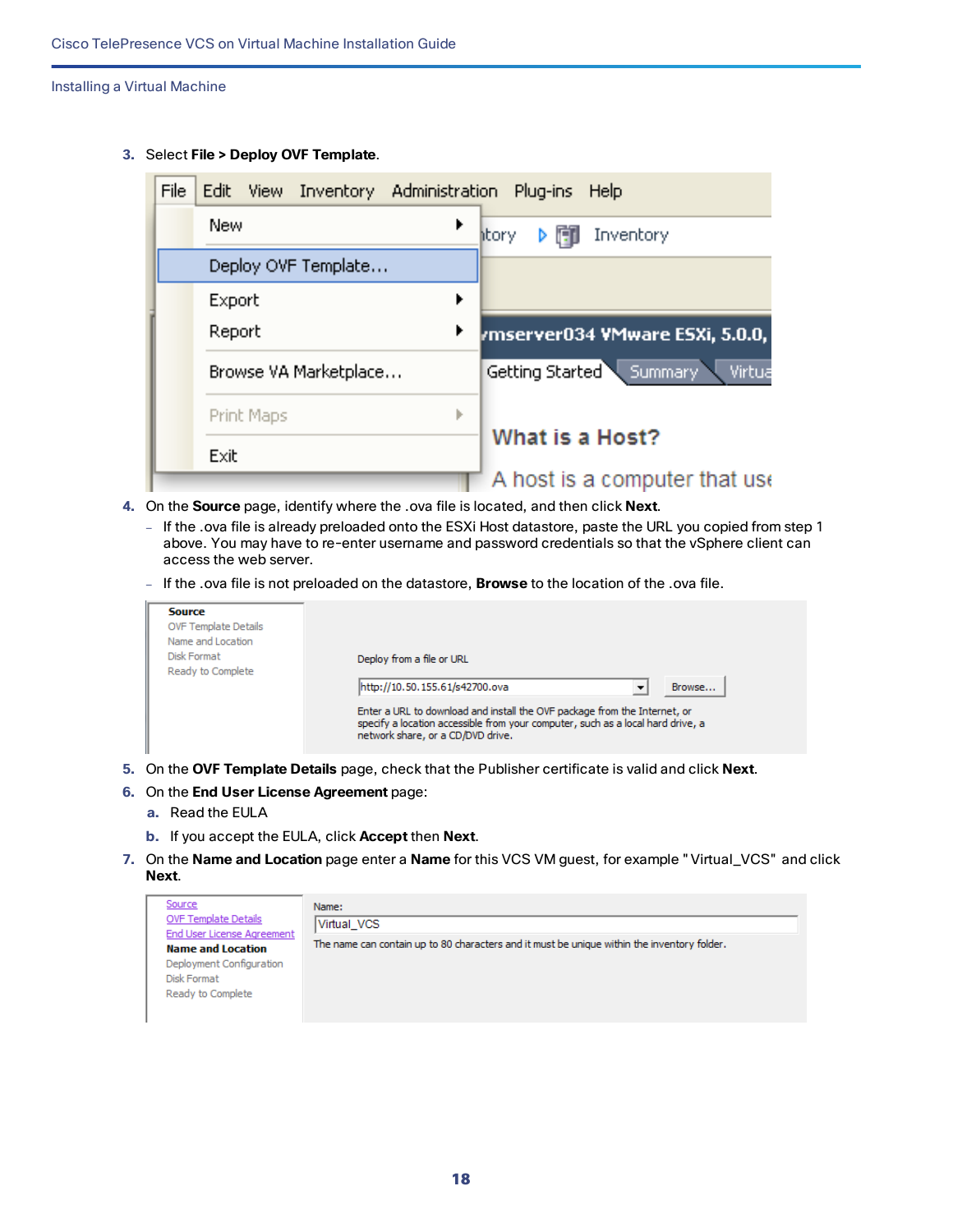3. Select **File > Deploy OVF Template**.

4. On the **Source** page, identify where the .ova file is located, and then click **Next**.
   - If the .ova file is already preloaded onto the ESXi Host datastore, paste the URL you copied from step 1 above. You may have to re-enter username and password credentials so that the vSphere client can access the web server.
   - If the .ova file is not preloaded on the datastore, **Browse** to the location of the .ova file.

5. On the **OVF Template Details** page, check that the Publisher certificate is valid and click **Next**.

6. On the **End User License Agreement** page:
   a. Read the EULA
   b. If you accept the EULA, click **Accept** then **Next**.

7. On the **Name and Location** page enter a **Name** for this VCS VM guest, for example " Virtual_VCS" and click **Next**.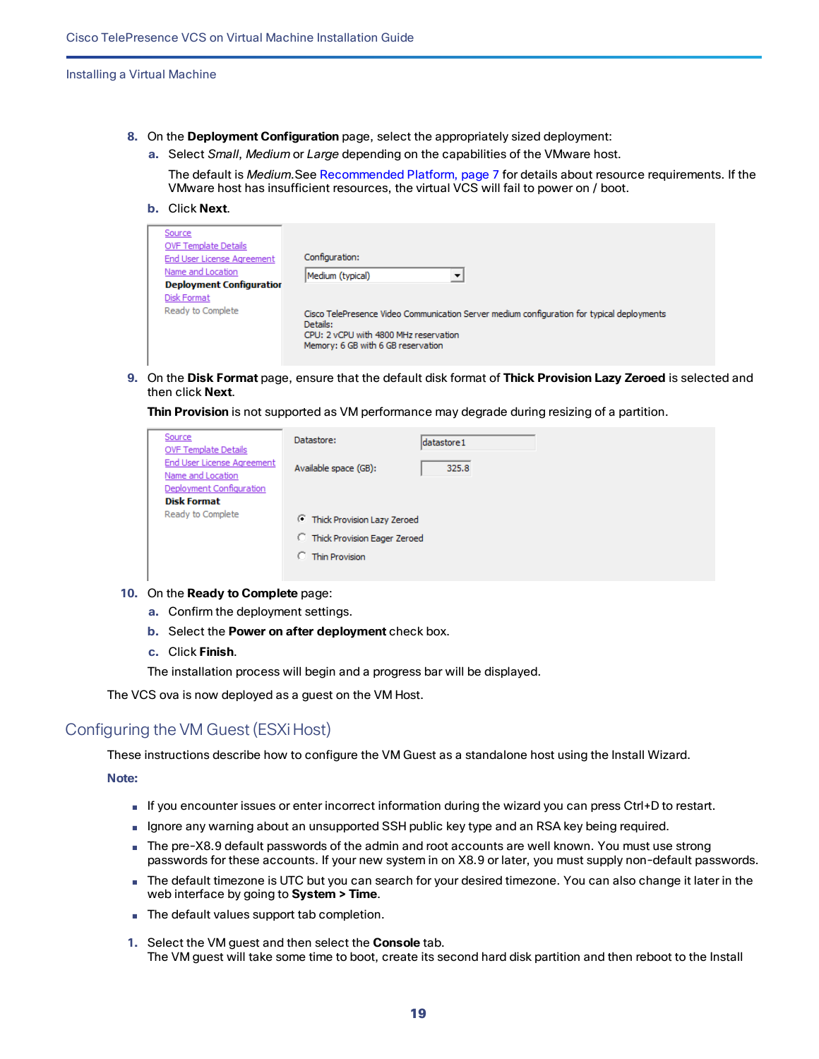8. On the **Deployment Configuration** page, select the appropriately sized deployment:
   a. Select *Small*, *Medium* or *Large* depending on the capabilities of the VMware host.

      The default is *Medium*.See Recommended Platform, page 7 for details about resource requirements. If the VMware host has insufficient resources, the virtual VCS will fail to power on / boot.

   b. Click **Next**.

9. On the **Disk Format** page, ensure that the default disk format of **Thick Provision Lazy Zeroed** is selected and then click **Next**.

   **Thin Provision** is not supported as VM performance may degrade during resizing of a partition.

10. On the **Ready to Complete** page:
    a. Confirm the deployment settings.
    b. Select the **Power on after deployment** check box.
    c. Click **Finish**.

    The installation process will begin and a progress bar will be displayed.

The VCS ova is now deployed as a guest on the VM Host.

## Configuring the VM Guest (ESXi Host)

These instructions describe how to configure the VM Guest as a standalone host using the Install Wizard.

**Note:**

- If you encounter issues or enter incorrect information during the wizard you can press Ctrl+D to restart.
- Ignore any warning about an unsupported SSH public key type and an RSA key being required.
- The pre-X8.9 default passwords of the admin and root accounts are well known. You must use strong passwords for these accounts. If your new system in on X8.9 or later, you must supply non-default passwords.
- The default timezone is UTC but you can search for your desired timezone. You can also change it later in the web interface by going to **System > Time**.
- The default values support tab completion.

1. Select the VM guest and then select the **Console** tab.
   The VM guest will take some time to boot, create its second hard disk partition and then reboot to the Install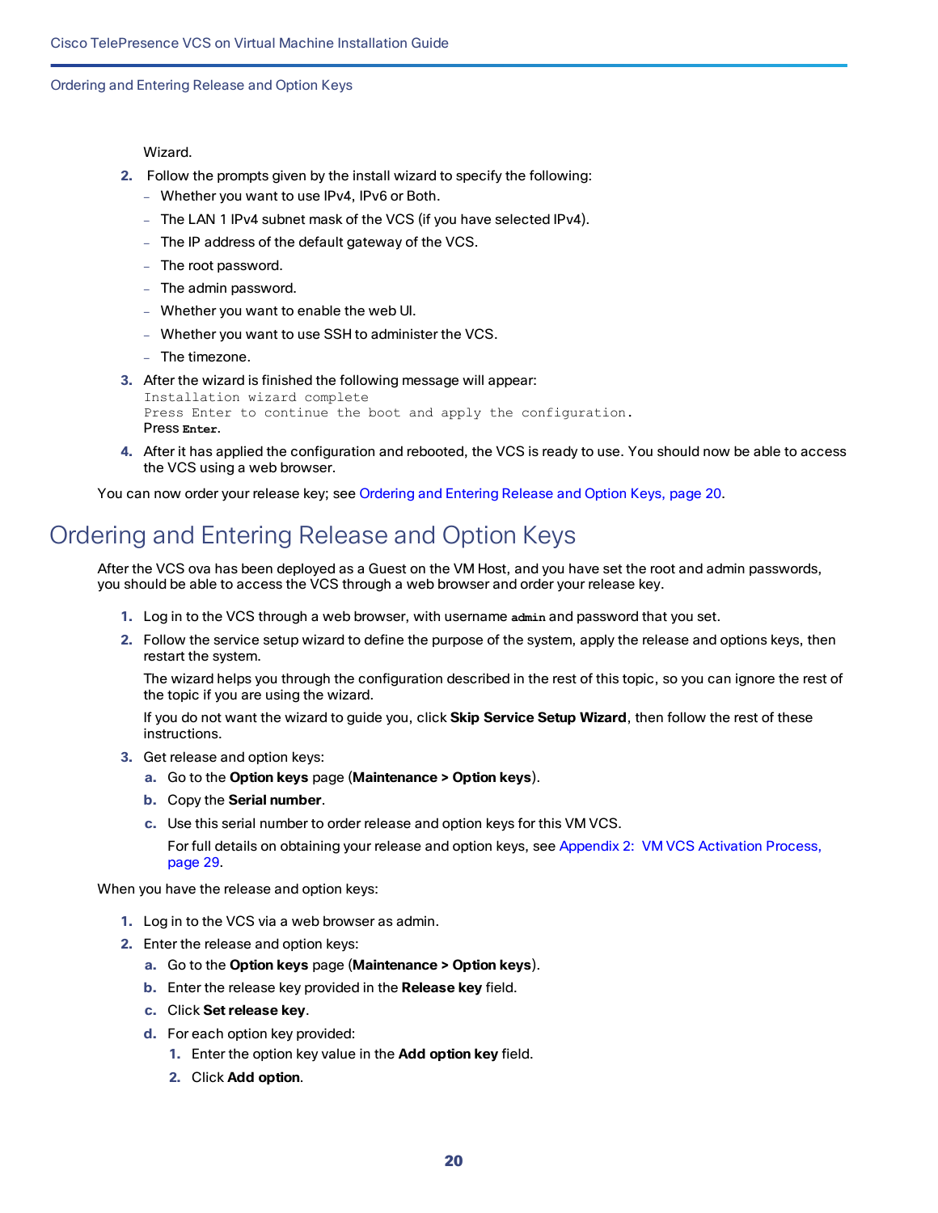Wizard.

2. Follow the prompts given by the install wizard to specify the following:
   - Whether you want to use IPv4, IPv6 or Both.
   - The LAN 1 IPv4 subnet mask of the VCS (if you have selected IPv4).
   - The IP address of the default gateway of the VCS.
   - The root password.
   - The admin password.
   - Whether you want to enable the web UI.
   - Whether you want to use SSH to administer the VCS.
   - The timezone.
3. After the wizard is finished the following message will appear:
   ```
   Installation wizard complete
   Press Enter to continue the boot and apply the configuration.
   ```
   Press **Enter**.
4. After it has applied the configuration and rebooted, the VCS is ready to use. You should now be able to access the VCS using a web browser.

You can now order your release key; see Ordering and Entering Release and Option Keys, page 20.

# Ordering and Entering Release and Option Keys

After the VCS ova has been deployed as a Guest on the VM Host, and you have set the root and admin passwords, you should be able to access the VCS through a web browser and order your release key.

1. Log in to the VCS through a web browser, with username **admin** and password that you set.
2. Follow the service setup wizard to define the purpose of the system, apply the release and options keys, then restart the system.

   The wizard helps you through the configuration described in the rest of this topic, so you can ignore the rest of the topic if you are using the wizard.

   If you do not want the wizard to guide you, click **Skip Service Setup Wizard**, then follow the rest of these instructions.
3. Get release and option keys:
   a. Go to the **Option keys** page (**Maintenance > Option keys**).
   b. Copy the **Serial number**.
   c. Use this serial number to order release and option keys for this VM VCS.

      For full details on obtaining your release and option keys, see Appendix 2: VM VCS Activation Process, page 29.

When you have the release and option keys:

1. Log in to the VCS via a web browser as admin.
2. Enter the release and option keys:
   a. Go to the **Option keys** page (**Maintenance > Option keys**).
   b. Enter the release key provided in the **Release key** field.
   c. Click **Set release key**.
   d. For each option key provided:
      1. Enter the option key value in the **Add option key** field.
      2. Click **Add option**.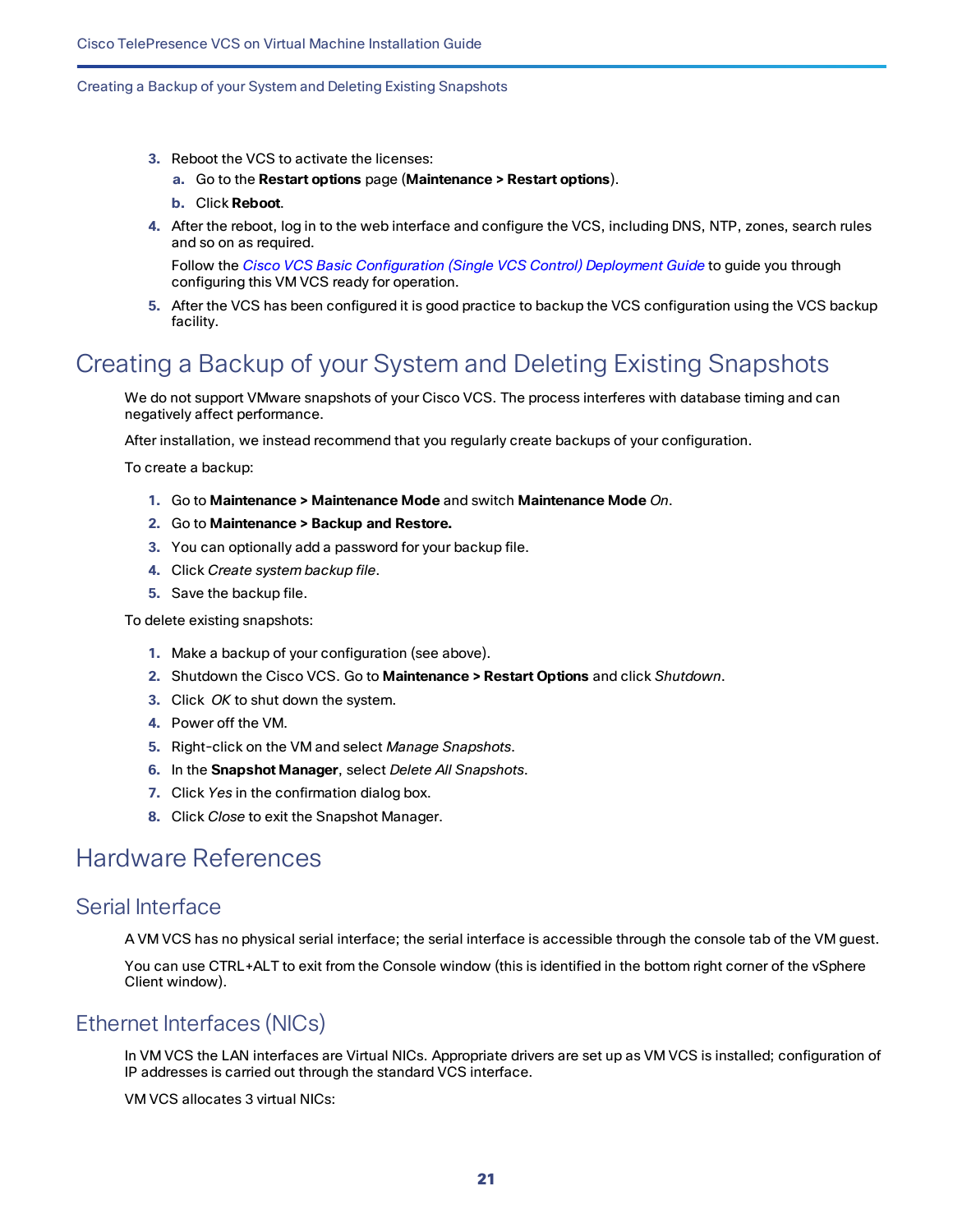3. Reboot the VCS to activate the licenses:
   a. Go to the **Restart options** page (**Maintenance > Restart options**).
   b. Click **Reboot**.
4. After the reboot, log in to the web interface and configure the VCS, including DNS, NTP, zones, search rules and so on as required.

   Follow the *Cisco VCS Basic Configuration (Single VCS Control) Deployment Guide* to guide you through configuring this VM VCS ready for operation.
5. After the VCS has been configured it is good practice to backup the VCS configuration using the VCS backup facility.

# Creating a Backup of your System and Deleting Existing Snapshots

We do not support VMware snapshots of your Cisco VCS. The process interferes with database timing and can negatively affect performance.

After installation, we instead recommend that you regularly create backups of your configuration.

To create a backup:

1. Go to **Maintenance > Maintenance Mode** and switch **Maintenance Mode** *On*.
2. Go to **Maintenance > Backup and Restore.**
3. You can optionally add a password for your backup file.
4. Click *Create system backup file*.
5. Save the backup file.

To delete existing snapshots:

1. Make a backup of your configuration (see above).
2. Shutdown the Cisco VCS. Go to **Maintenance > Restart Options** and click *Shutdown*.
3. Click *OK* to shut down the system.
4. Power off the VM.
5. Right-click on the VM and select *Manage Snapshots*.
6. In the **Snapshot Manager**, select *Delete All Snapshots*.
7. Click *Yes* in the confirmation dialog box.
8. Click *Close* to exit the Snapshot Manager.

# Hardware References

## Serial Interface

A VM VCS has no physical serial interface; the serial interface is accessible through the console tab of the VM guest.

You can use CTRL+ALT to exit from the Console window (this is identified in the bottom right corner of the vSphere Client window).

## Ethernet Interfaces (NICs)

In VM VCS the LAN interfaces are Virtual NICs. Appropriate drivers are set up as VM VCS is installed; configuration of IP addresses is carried out through the standard VCS interface.

VM VCS allocates 3 virtual NICs: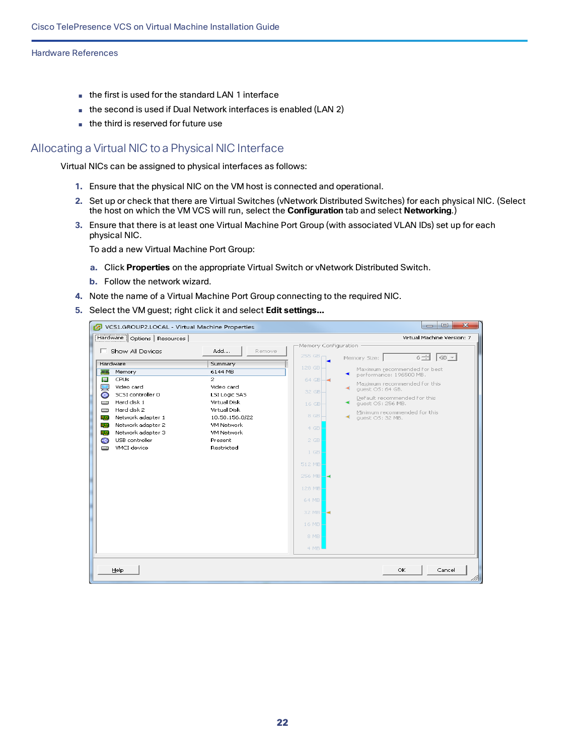- the first is used for the standard LAN 1 interface
- the second is used if Dual Network interfaces is enabled (LAN 2)
- the third is reserved for future use

## Allocating a Virtual NIC to a Physical NIC Interface

Virtual NICs can be assigned to physical interfaces as follows:

1. Ensure that the physical NIC on the VM host is connected and operational.
2. Set up or check that there are Virtual Switches (vNetwork Distributed Switches) for each physical NIC. (Select the host on which the VM VCS will run, select the **Configuration** tab and select **Networking**.)
3. Ensure that there is at least one Virtual Machine Port Group (with associated VLAN IDs) set up for each physical NIC.

   To add a new Virtual Machine Port Group:

   a. Click **Properties** on the appropriate Virtual Switch or vNetwork Distributed Switch.
   b. Follow the network wizard.
4. Note the name of a Virtual Machine Port Group connecting to the required NIC.
5. Select the VM guest; right click it and select **Edit settings...**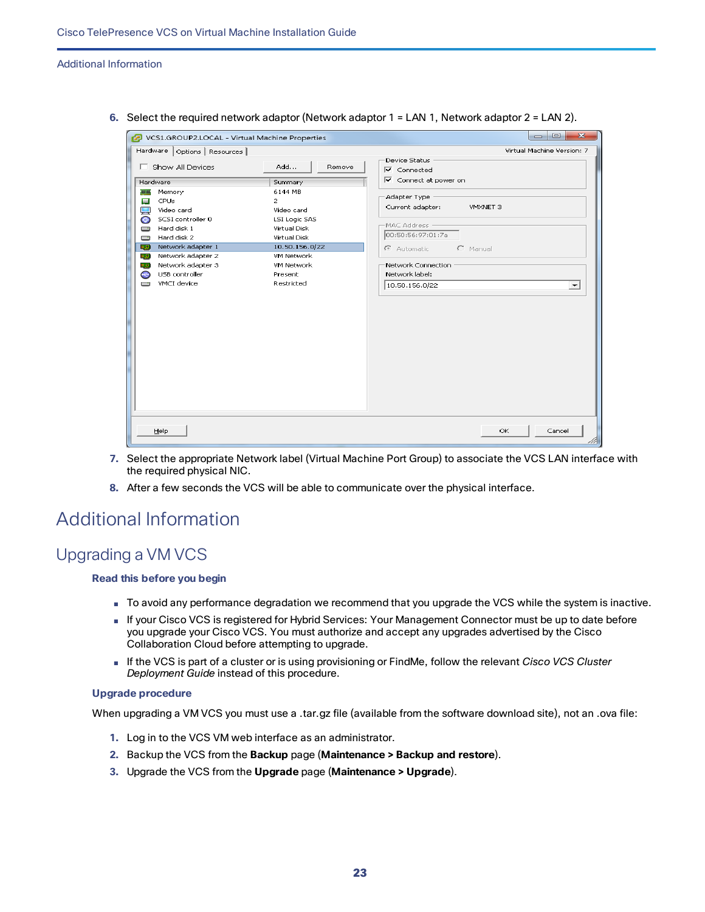6. Select the required network adaptor (Network adaptor 1 = LAN 1, Network adaptor 2 = LAN 2).

7. Select the appropriate Network label (Virtual Machine Port Group) to associate the VCS LAN interface with the required physical NIC.
8. After a few seconds the VCS will be able to communicate over the physical interface.

# Additional Information

## Upgrading a VM VCS

### Read this before you begin

- To avoid any performance degradation we recommend that you upgrade the VCS while the system is inactive.
- If your Cisco VCS is registered for Hybrid Services: Your Management Connector must be up to date before you upgrade your Cisco VCS. You must authorize and accept any upgrades advertised by the Cisco Collaboration Cloud before attempting to upgrade.
- If the VCS is part of a cluster or is using provisioning or FindMe, follow the relevant *Cisco VCS Cluster Deployment Guide* instead of this procedure.

### Upgrade procedure

When upgrading a VM VCS you must use a .tar.gz file (available from the software download site), not an .ova file:

1. Log in to the VCS VM web interface as an administrator.
2. Backup the VCS from the **Backup** page (**Maintenance > Backup and restore**).
3. Upgrade the VCS from the **Upgrade** page (**Maintenance > Upgrade**).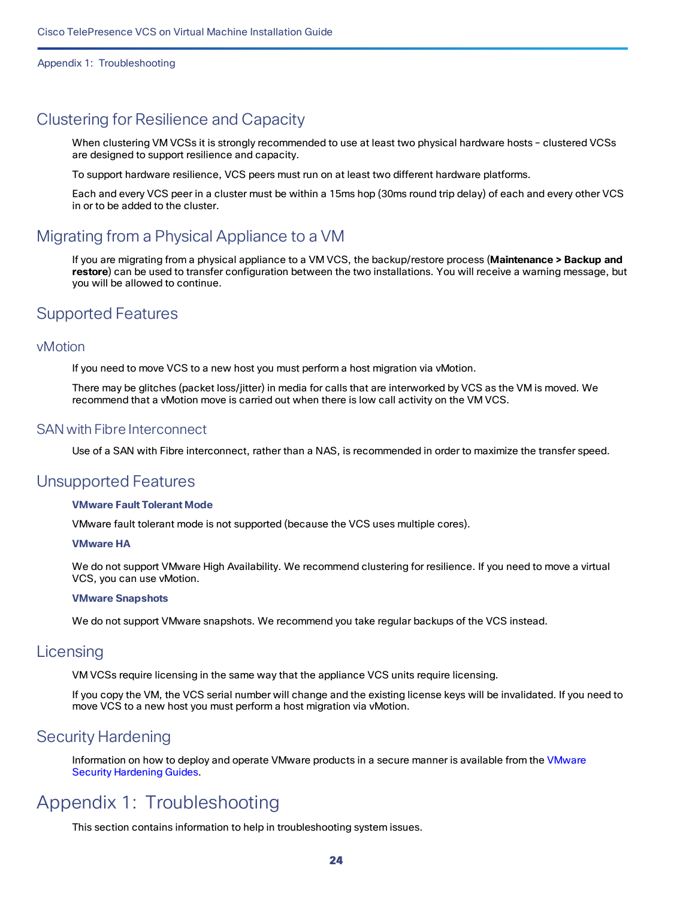## Clustering for Resilience and Capacity

When clustering VM VCSs it is strongly recommended to use at least two physical hardware hosts – clustered VCSs are designed to support resilience and capacity.

To support hardware resilience, VCS peers must run on at least two different hardware platforms.

Each and every VCS peer in a cluster must be within a 15ms hop (30ms round trip delay) of each and every other VCS in or to be added to the cluster.

## Migrating from a Physical Appliance to a VM

If you are migrating from a physical appliance to a VM VCS, the backup/restore process (**Maintenance > Backup and restore**) can be used to transfer configuration between the two installations. You will receive a warning message, but you will be allowed to continue.

## Supported Features

### vMotion

If you need to move VCS to a new host you must perform a host migration via vMotion.

There may be glitches (packet loss/jitter) in media for calls that are interworked by VCS as the VM is moved. We recommend that a vMotion move is carried out when there is low call activity on the VM VCS.

### SAN with Fibre Interconnect

Use of a SAN with Fibre interconnect, rather than a NAS, is recommended in order to maximize the transfer speed.

## Unsupported Features

#### VMware Fault Tolerant Mode

VMware fault tolerant mode is not supported (because the VCS uses multiple cores).

#### VMware HA

We do not support VMware High Availability. We recommend clustering for resilience. If you need to move a virtual VCS, you can use vMotion.

#### VMware Snapshots

We do not support VMware snapshots. We recommend you take regular backups of the VCS instead.

## Licensing

VM VCSs require licensing in the same way that the appliance VCS units require licensing.

If you copy the VM, the VCS serial number will change and the existing license keys will be invalidated. If you need to move VCS to a new host you must perform a host migration via vMotion.

## Security Hardening

Information on how to deploy and operate VMware products in a secure manner is available from the VMware Security Hardening Guides.

# Appendix 1: Troubleshooting

This section contains information to help in troubleshooting system issues.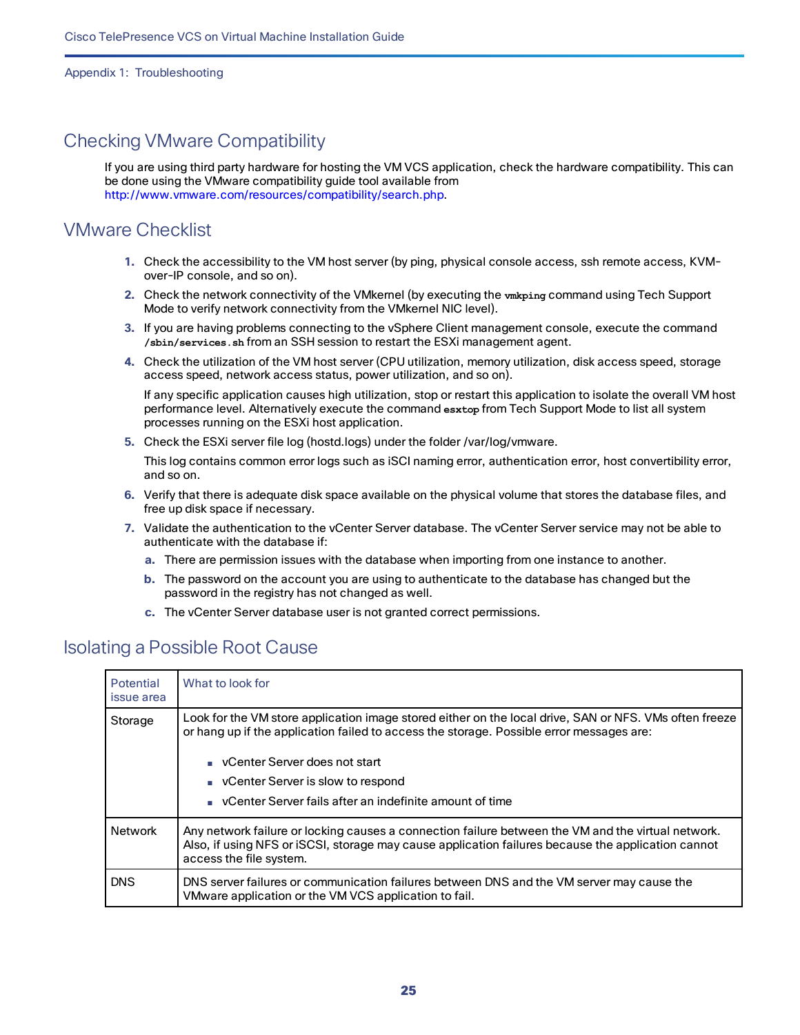## Checking VMware Compatibility

If you are using third party hardware for hosting the VM VCS application, check the hardware compatibility. This can be done using the VMware compatibility guide tool available from http://www.vmware.com/resources/compatibility/search.php.

## VMware Checklist

1. Check the accessibility to the VM host server (by ping, physical console access, ssh remote access, KVM-over-IP console, and so on).
2. Check the network connectivity of the VMkernel (by executing the `vmkping` command using Tech Support Mode to verify network connectivity from the VMkernel NIC level).
3. If you are having problems connecting to the vSphere Client management console, execute the command `/sbin/services.sh` from an SSH session to restart the ESXi management agent.
4. Check the utilization of the VM host server (CPU utilization, memory utilization, disk access speed, storage access speed, network access status, power utilization, and so on).

   If any specific application causes high utilization, stop or restart this application to isolate the overall VM host performance level. Alternatively execute the command `esxtop` from Tech Support Mode to list all system processes running on the ESXi host application.
5. Check the ESXi server file log (hostd.logs) under the folder /var/log/vmware.

   This log contains common error logs such as iSCI naming error, authentication error, host convertibility error, and so on.
6. Verify that there is adequate disk space available on the physical volume that stores the database files, and free up disk space if necessary.
7. Validate the authentication to the vCenter Server database. The vCenter Server service may not be able to authenticate with the database if:
   a. There are permission issues with the database when importing from one instance to another.
   b. The password on the account you are using to authenticate to the database has changed but the password in the registry has not changed as well.
   c. The vCenter Server database user is not granted correct permissions.

## Isolating a Possible Root Cause

| Potential issue area | What to look for |
|---|---|
| Storage | Look for the VM store application image stored either on the local drive, SAN or NFS. VMs often freeze or hang up if the application failed to access the storage. Possible error messages are:<br>▪ vCenter Server does not start<br>▪ vCenter Server is slow to respond<br>▪ vCenter Server fails after an indefinite amount of time |
| Network | Any network failure or locking causes a connection failure between the VM and the virtual network. Also, if using NFS or iSCSI, storage may cause application failures because the application cannot access the file system. |
| DNS | DNS server failures or communication failures between DNS and the VM server may cause the VMware application or the VM VCS application to fail. |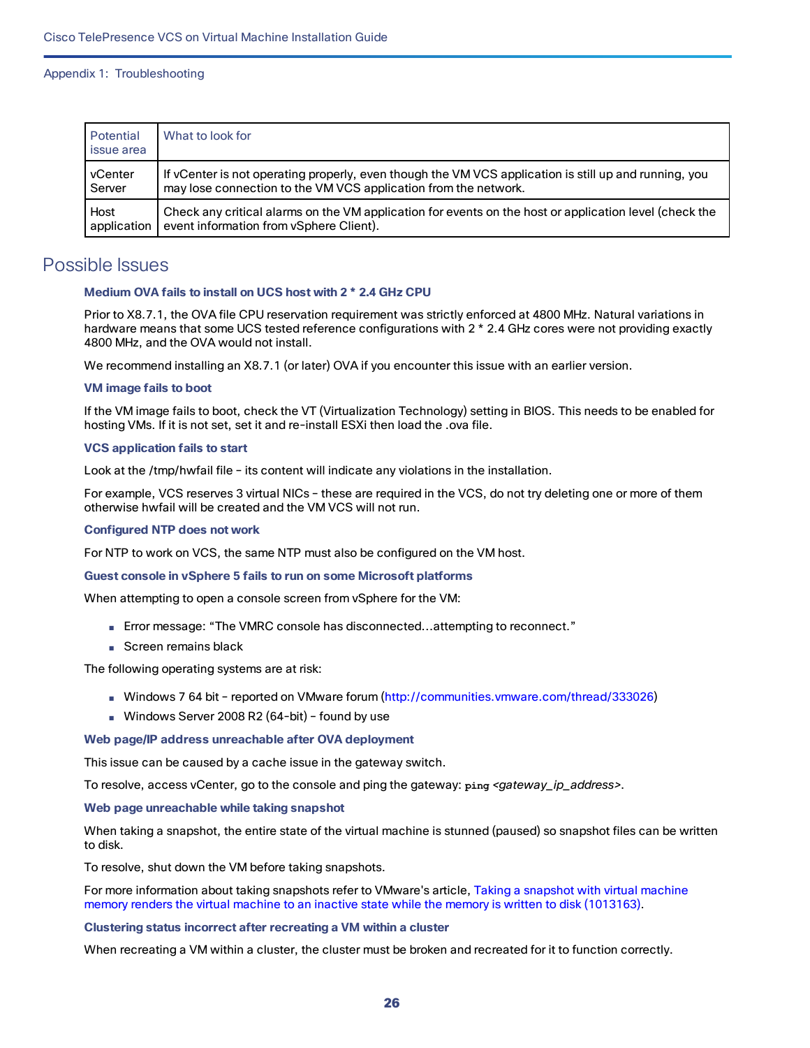| Potential issue area | What to look for |
| --- | --- |
| vCenter Server | If vCenter is not operating properly, even though the VM VCS application is still up and running, you may lose connection to the VM VCS application from the network. |
| Host application | Check any critical alarms on the VM application for events on the host or application level (check the event information from vSphere Client). |

## Possible Issues

### Medium OVA fails to install on UCS host with 2 * 2.4 GHz CPU

Prior to X8.7.1, the OVA file CPU reservation requirement was strictly enforced at 4800 MHz. Natural variations in hardware means that some UCS tested reference configurations with 2 * 2.4 GHz cores were not providing exactly 4800 MHz, and the OVA would not install.

We recommend installing an X8.7.1 (or later) OVA if you encounter this issue with an earlier version.

### VM image fails to boot

If the VM image fails to boot, check the VT (Virtualization Technology) setting in BIOS. This needs to be enabled for hosting VMs. If it is not set, set it and re-install ESXi then load the .ova file.

### VCS application fails to start

Look at the /tmp/hwfail file – its content will indicate any violations in the installation.

For example, VCS reserves 3 virtual NICs – these are required in the VCS, do not try deleting one or more of them otherwise hwfail will be created and the VM VCS will not run.

### Configured NTP does not work

For NTP to work on VCS, the same NTP must also be configured on the VM host.

### Guest console in vSphere 5 fails to run on some Microsoft platforms

When attempting to open a console screen from vSphere for the VM:

- Error message: “The VMRC console has disconnected...attempting to reconnect.”
- Screen remains black

The following operating systems are at risk:

- Windows 7 64 bit – reported on VMware forum (http://communities.vmware.com/thread/333026)
- Windows Server 2008 R2 (64-bit) – found by use

### Web page/IP address unreachable after OVA deployment

This issue can be caused by a cache issue in the gateway switch.

To resolve, access vCenter, go to the console and ping the gateway: **ping** *<gateway_ip_address>*.

### Web page unreachable while taking snapshot

When taking a snapshot, the entire state of the virtual machine is stunned (paused) so snapshot files can be written to disk.

To resolve, shut down the VM before taking snapshots.

For more information about taking snapshots refer to VMware's article, Taking a snapshot with virtual machine memory renders the virtual machine to an inactive state while the memory is written to disk (1013163).

### Clustering status incorrect after recreating a VM within a cluster

When recreating a VM within a cluster, the cluster must be broken and recreated for it to function correctly.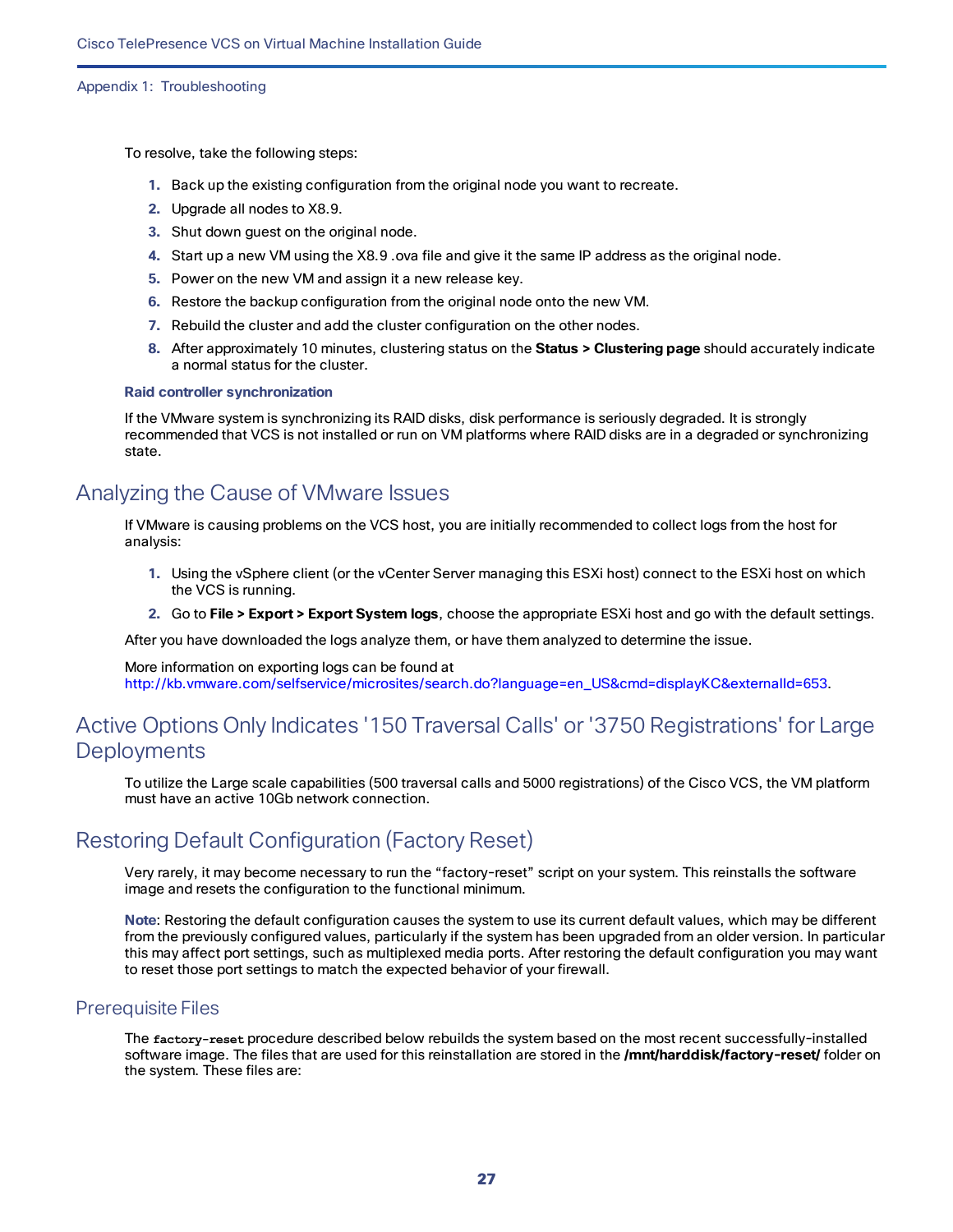To resolve, take the following steps:

1. Back up the existing configuration from the original node you want to recreate.
2. Upgrade all nodes to X8.9.
3. Shut down guest on the original node.
4. Start up a new VM using the X8.9 .ova file and give it the same IP address as the original node.
5. Power on the new VM and assign it a new release key.
6. Restore the backup configuration from the original node onto the new VM.
7. Rebuild the cluster and add the cluster configuration on the other nodes.
8. After approximately 10 minutes, clustering status on the **Status > Clustering page** should accurately indicate a normal status for the cluster.

#### Raid controller synchronization

If the VMware system is synchronizing its RAID disks, disk performance is seriously degraded. It is strongly recommended that VCS is not installed or run on VM platforms where RAID disks are in a degraded or synchronizing state.

## Analyzing the Cause of VMware Issues

If VMware is causing problems on the VCS host, you are initially recommended to collect logs from the host for analysis:

1. Using the vSphere client (or the vCenter Server managing this ESXi host) connect to the ESXi host on which the VCS is running.
2. Go to **File > Export > Export System logs**, choose the appropriate ESXi host and go with the default settings.

After you have downloaded the logs analyze them, or have them analyzed to determine the issue.

More information on exporting logs can be found at http://kb.vmware.com/selfservice/microsites/search.do?language=en_US&cmd=displayKC&externalId=653.

## Active Options Only Indicates '150 Traversal Calls' or '3750 Registrations' for Large Deployments

To utilize the Large scale capabilities (500 traversal calls and 5000 registrations) of the Cisco VCS, the VM platform must have an active 10Gb network connection.

## Restoring Default Configuration (Factory Reset)

Very rarely, it may become necessary to run the “factory-reset” script on your system. This reinstalls the software image and resets the configuration to the functional minimum.

**Note**: Restoring the default configuration causes the system to use its current default values, which may be different from the previously configured values, particularly if the system has been upgraded from an older version. In particular this may affect port settings, such as multiplexed media ports. After restoring the default configuration you may want to reset those port settings to match the expected behavior of your firewall.

### Prerequisite Files

The `factory-reset` procedure described below rebuilds the system based on the most recent successfully-installed software image. The files that are used for this reinstallation are stored in the **/mnt/harddisk/factory-reset/** folder on the system. These files are: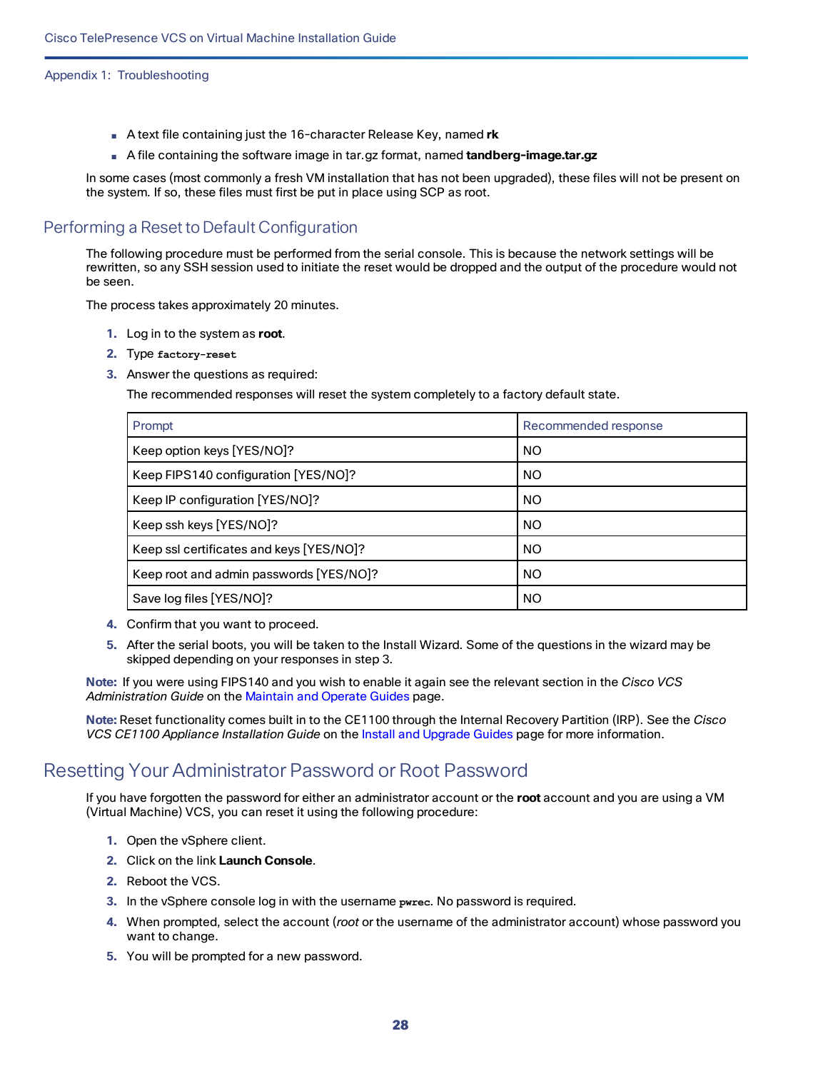- A text file containing just the 16-character Release Key, named **rk**
- A file containing the software image in tar.gz format, named **tandberg-image.tar.gz**

In some cases (most commonly a fresh VM installation that has not been upgraded), these files will not be present on the system. If so, these files must first be put in place using SCP as root.

## Performing a Reset to Default Configuration

The following procedure must be performed from the serial console. This is because the network settings will be rewritten, so any SSH session used to initiate the reset would be dropped and the output of the procedure would not be seen.

The process takes approximately 20 minutes.

1. Log in to the system as **root**.
2. Type `factory-reset`
3. Answer the questions as required:

   The recommended responses will reset the system completely to a factory default state.

   | Prompt | Recommended response |
   |---|---|
   | Keep option keys [YES/NO]? | NO |
   | Keep FIPS140 configuration [YES/NO]? | NO |
   | Keep IP configuration [YES/NO]? | NO |
   | Keep ssh keys [YES/NO]? | NO |
   | Keep ssl certificates and keys [YES/NO]? | NO |
   | Keep root and admin passwords [YES/NO]? | NO |
   | Save log files [YES/NO]? | NO |

4. Confirm that you want to proceed.
5. After the serial boots, you will be taken to the Install Wizard. Some of the questions in the wizard may be skipped depending on your responses in step 3.

**Note:** If you were using FIPS140 and you wish to enable it again see the relevant section in the *Cisco VCS Administration Guide* on the Maintain and Operate Guides page.

**Note:** Reset functionality comes built in to the CE1100 through the Internal Recovery Partition (IRP). See the *Cisco VCS CE1100 Appliance Installation Guide* on the Install and Upgrade Guides page for more information.

## Resetting Your Administrator Password or Root Password

If you have forgotten the password for either an administrator account or the **root** account and you are using a VM (Virtual Machine) VCS, you can reset it using the following procedure:

1. Open the vSphere client.
2. Click on the link **Launch Console**.
2. Reboot the VCS.
3. In the vSphere console log in with the username `pwrec`. No password is required.
4. When prompted, select the account (*root* or the username of the administrator account) whose password you want to change.
5. You will be prompted for a new password.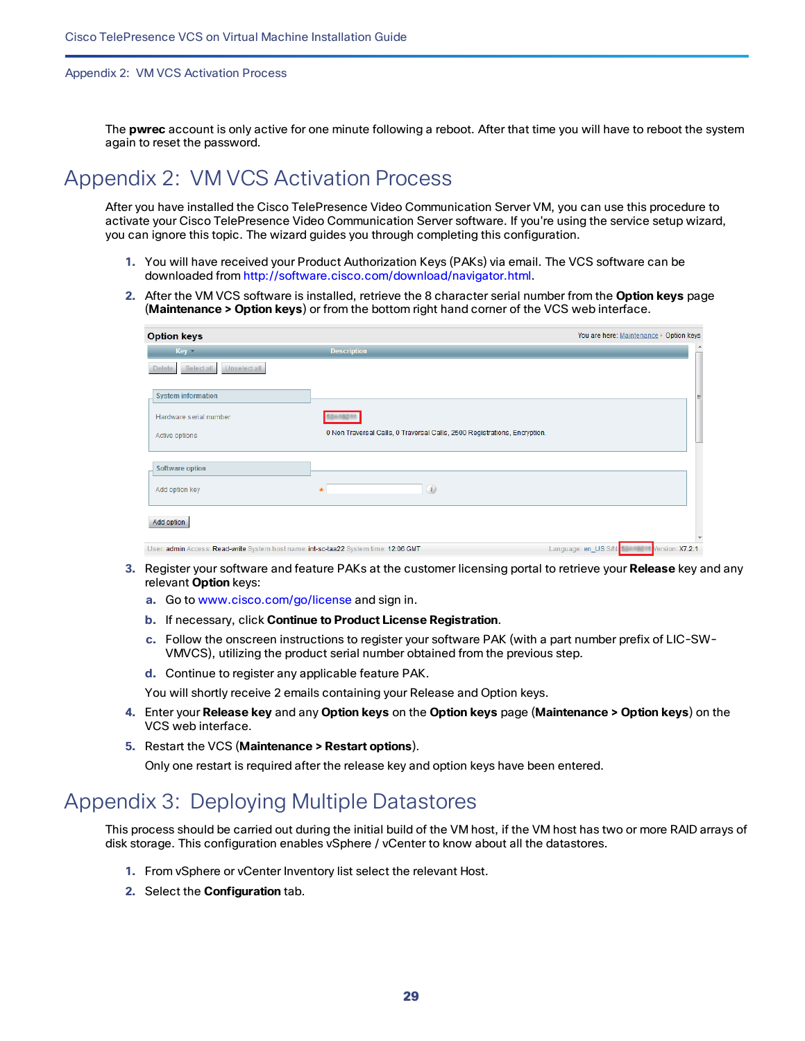The **pwrec** account is only active for one minute following a reboot. After that time you will have to reboot the system again to reset the password.

# Appendix 2: VM VCS Activation Process

After you have installed the Cisco TelePresence Video Communication Server VM, you can use this procedure to activate your Cisco TelePresence Video Communication Server software. If you're using the service setup wizard, you can ignore this topic. The wizard guides you through completing this configuration.

1. You will have received your Product Authorization Keys (PAKs) via email. The VCS software can be downloaded from http://software.cisco.com/download/navigator.html.
2. After the VM VCS software is installed, retrieve the 8 character serial number from the **Option keys** page (**Maintenance > Option keys**) or from the bottom right hand corner of the VCS web interface.
3. Register your software and feature PAKs at the customer licensing portal to retrieve your **Release** key and any relevant **Option** keys:
   a. Go to www.cisco.com/go/license and sign in.
   b. If necessary, click **Continue to Product License Registration**.
   c. Follow the onscreen instructions to register your software PAK (with a part number prefix of LIC-SW-VMVCS), utilizing the product serial number obtained from the previous step.
   d. Continue to register any applicable feature PAK.

   You will shortly receive 2 emails containing your Release and Option keys.
4. Enter your **Release key** and any **Option keys** on the **Option keys** page (**Maintenance > Option keys**) on the VCS web interface.
5. Restart the VCS (**Maintenance > Restart options**).

   Only one restart is required after the release key and option keys have been entered.

# Appendix 3: Deploying Multiple Datastores

This process should be carried out during the initial build of the VM host, if the VM host has two or more RAID arrays of disk storage. This configuration enables vSphere / vCenter to know about all the datastores.

1. From vSphere or vCenter Inventory list select the relevant Host.
2. Select the **Configuration** tab.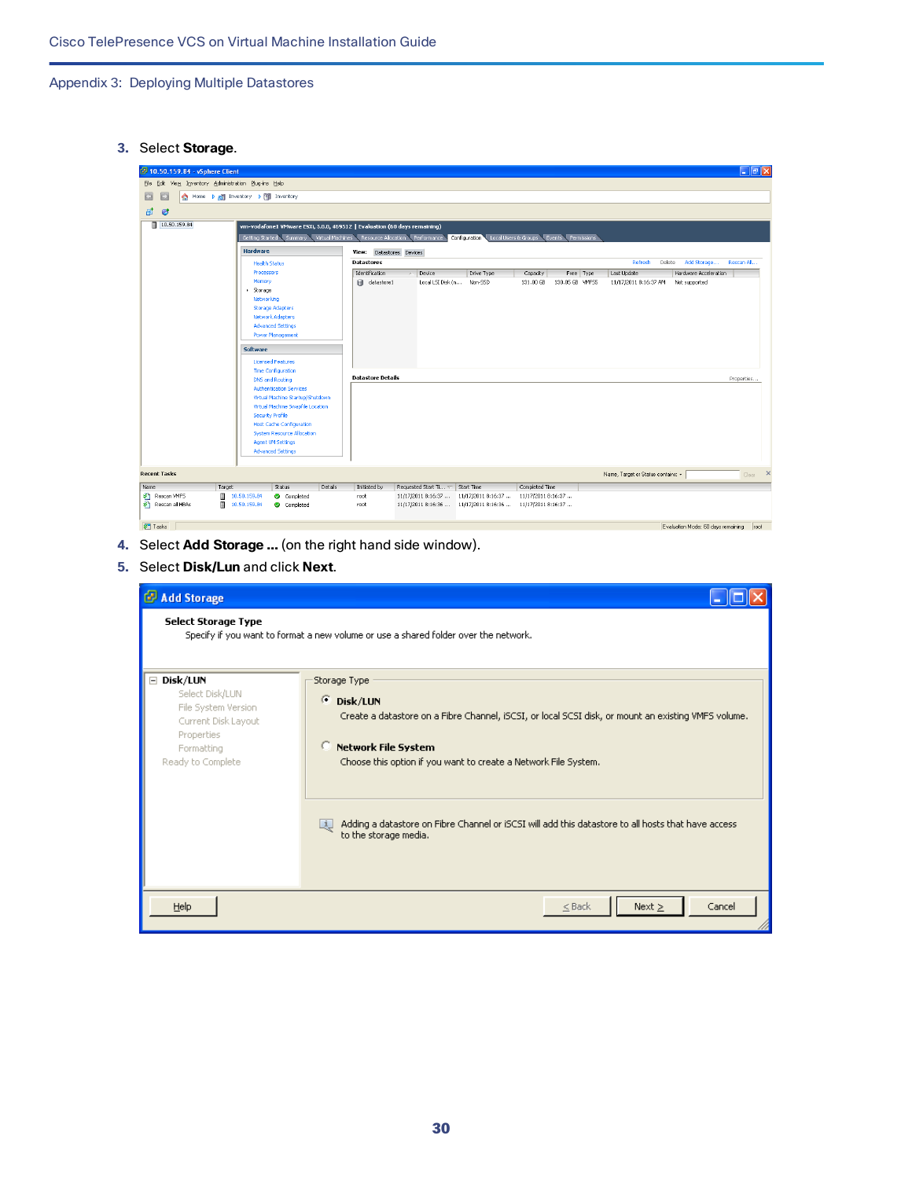3. Select **Storage**.

4. Select **Add Storage ...** (on the right hand side window).
5. Select **Disk/Lun** and click **Next**.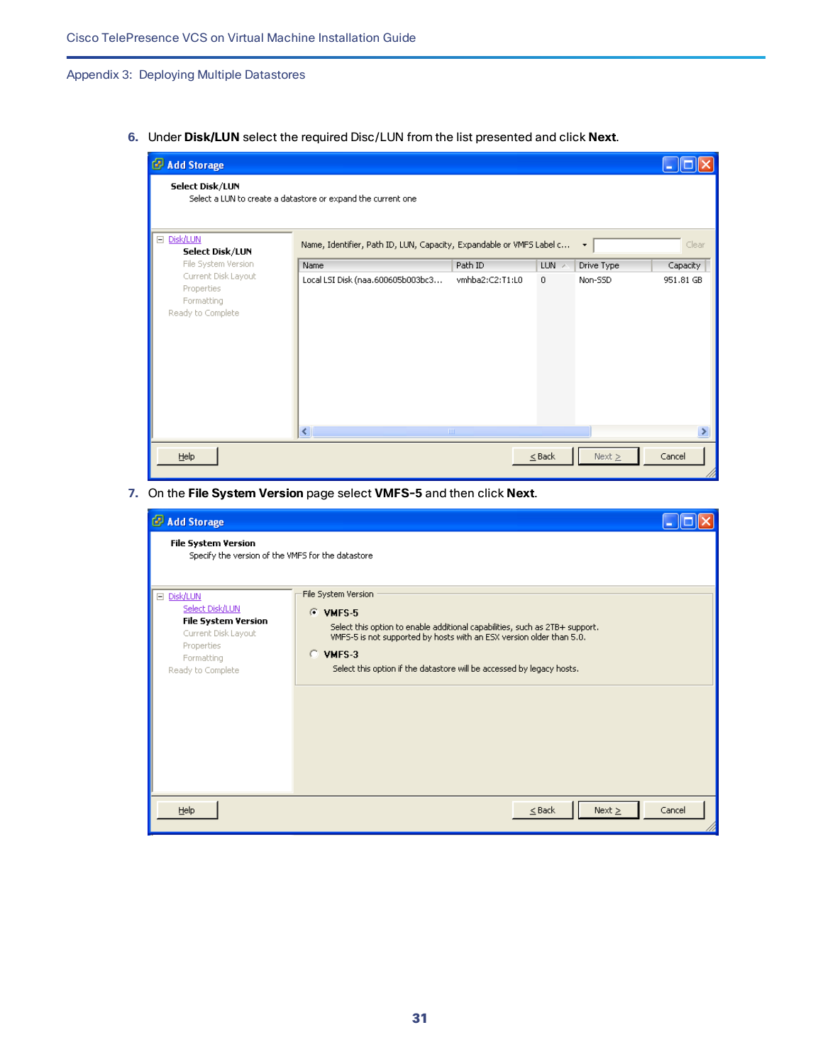6. Under **Disk/LUN** select the required Disc/LUN from the list presented and click **Next**.

7. On the **File System Version** page select **VMFS-5** and then click **Next**.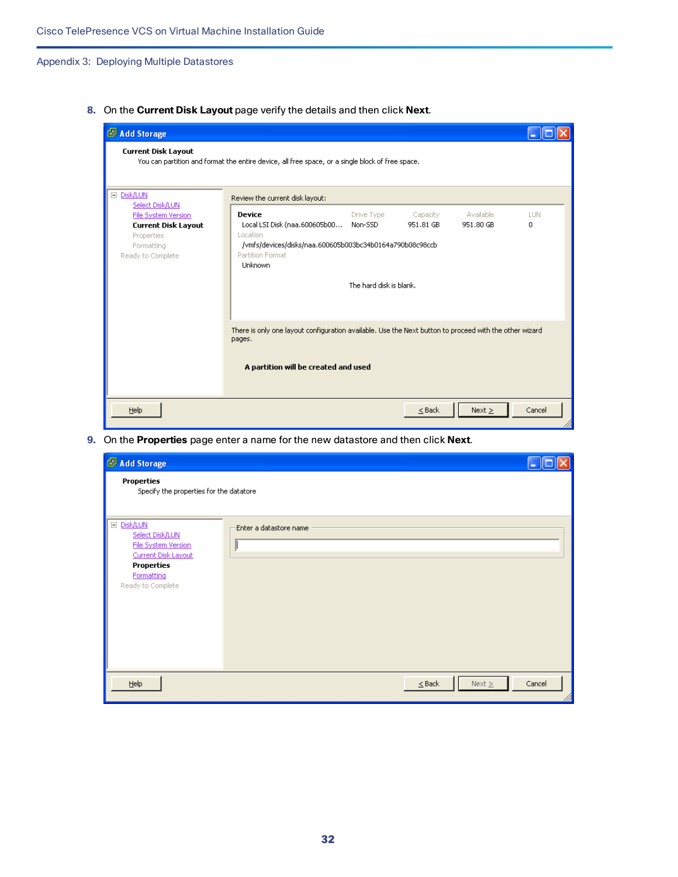8. On the **Current Disk Layout** page verify the details and then click **Next**.

9. On the **Properties** page enter a name for the new datastore and then click **Next**.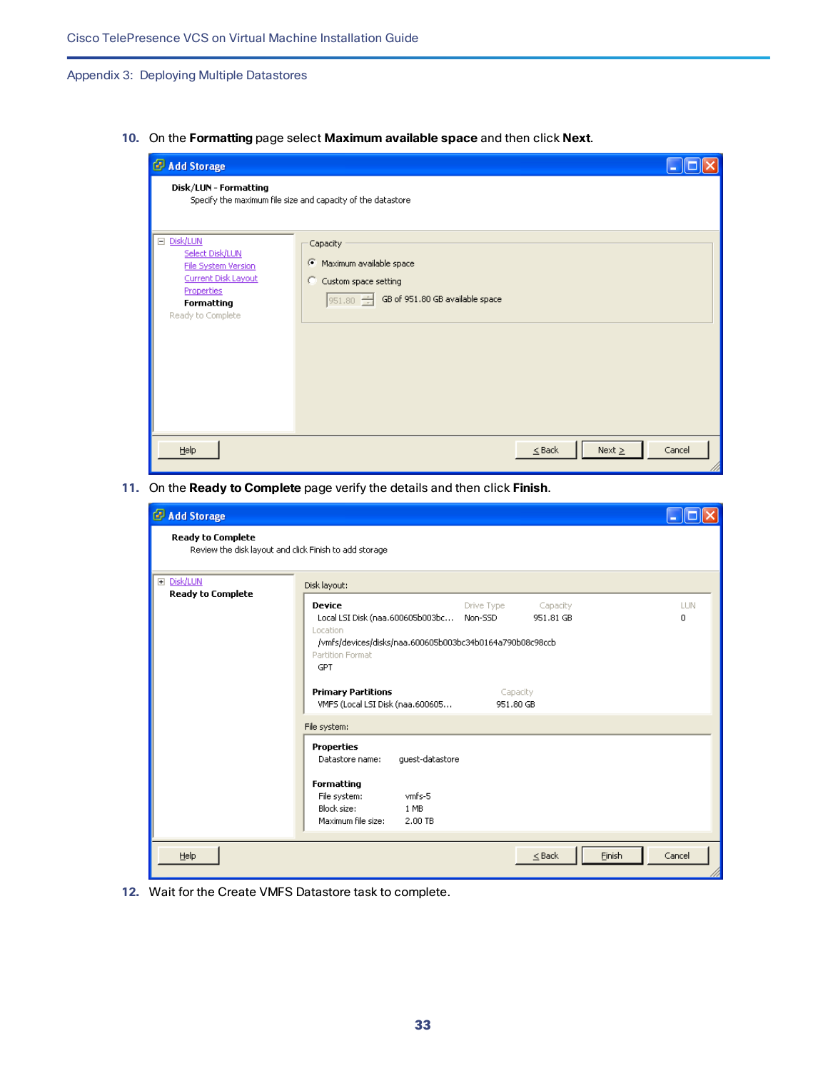10. On the **Formatting** page select **Maximum available space** and then click **Next**.

11. On the **Ready to Complete** page verify the details and then click **Finish**.

12. Wait for the Create VMFS Datastore task to complete.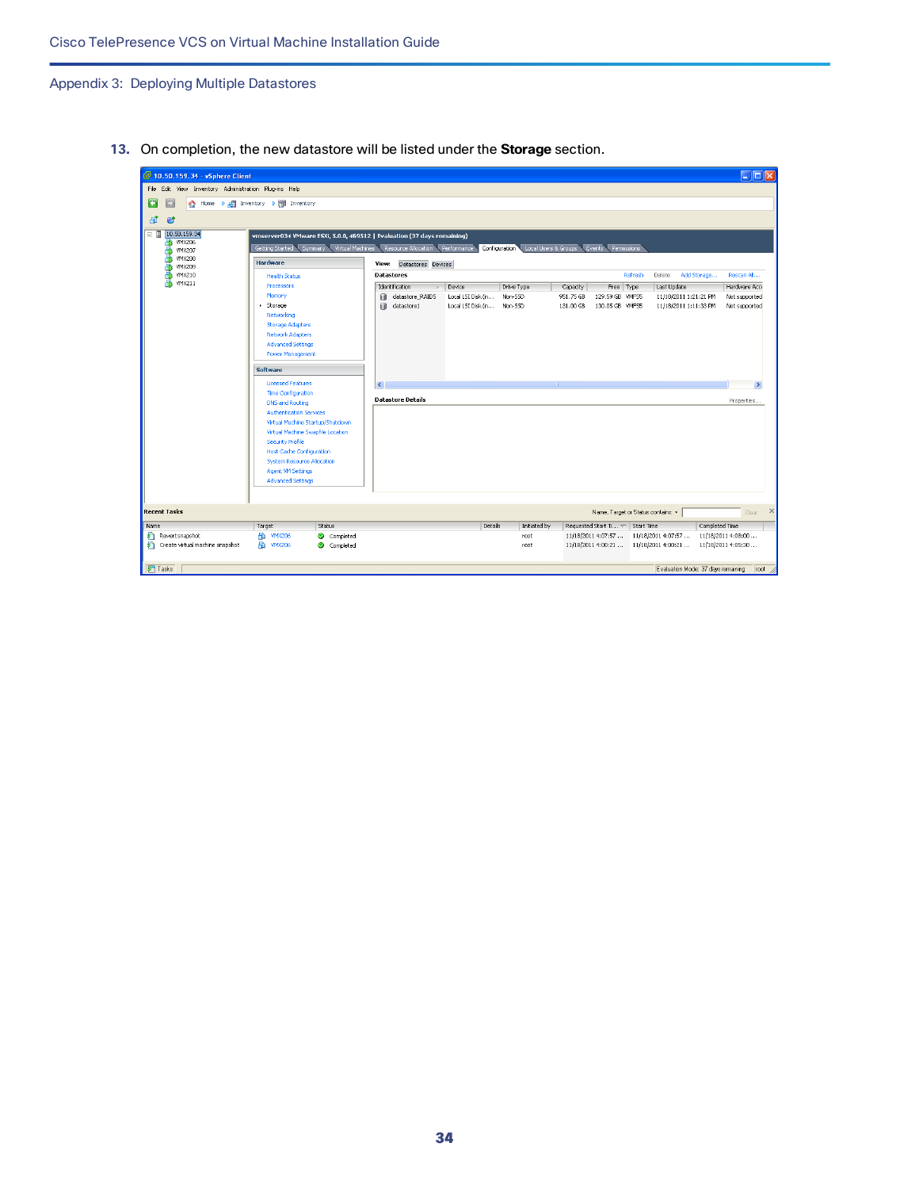13. On completion, the new datastore will be listed under the **Storage** section.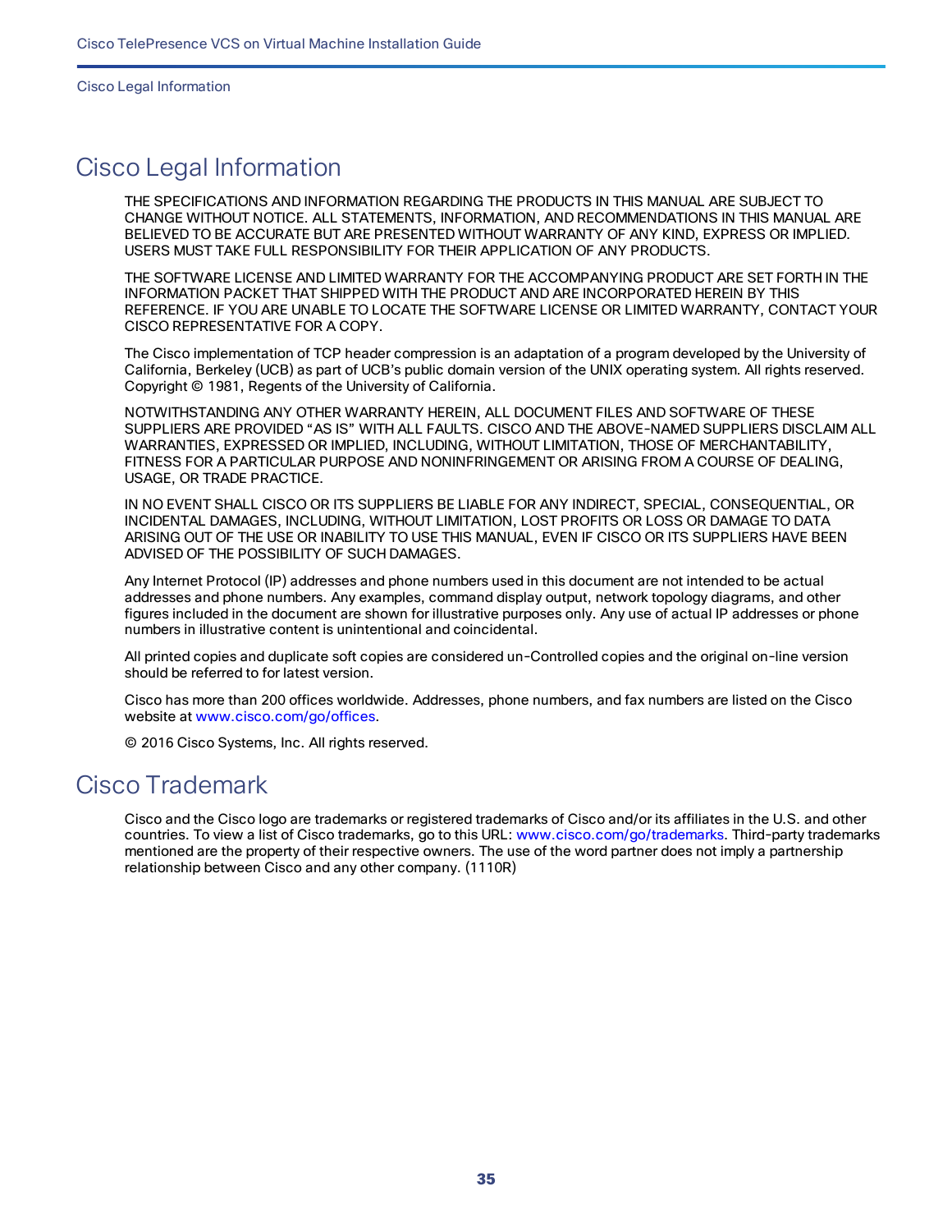# Cisco Legal Information

THE SPECIFICATIONS AND INFORMATION REGARDING THE PRODUCTS IN THIS MANUAL ARE SUBJECT TO CHANGE WITHOUT NOTICE. ALL STATEMENTS, INFORMATION, AND RECOMMENDATIONS IN THIS MANUAL ARE BELIEVED TO BE ACCURATE BUT ARE PRESENTED WITHOUT WARRANTY OF ANY KIND, EXPRESS OR IMPLIED. USERS MUST TAKE FULL RESPONSIBILITY FOR THEIR APPLICATION OF ANY PRODUCTS.

THE SOFTWARE LICENSE AND LIMITED WARRANTY FOR THE ACCOMPANYING PRODUCT ARE SET FORTH IN THE INFORMATION PACKET THAT SHIPPED WITH THE PRODUCT AND ARE INCORPORATED HEREIN BY THIS REFERENCE. IF YOU ARE UNABLE TO LOCATE THE SOFTWARE LICENSE OR LIMITED WARRANTY, CONTACT YOUR CISCO REPRESENTATIVE FOR A COPY.

The Cisco implementation of TCP header compression is an adaptation of a program developed by the University of California, Berkeley (UCB) as part of UCB's public domain version of the UNIX operating system. All rights reserved. Copyright © 1981, Regents of the University of California.

NOTWITHSTANDING ANY OTHER WARRANTY HEREIN, ALL DOCUMENT FILES AND SOFTWARE OF THESE SUPPLIERS ARE PROVIDED "AS IS" WITH ALL FAULTS. CISCO AND THE ABOVE-NAMED SUPPLIERS DISCLAIM ALL WARRANTIES, EXPRESSED OR IMPLIED, INCLUDING, WITHOUT LIMITATION, THOSE OF MERCHANTABILITY, FITNESS FOR A PARTICULAR PURPOSE AND NONINFRINGEMENT OR ARISING FROM A COURSE OF DEALING, USAGE, OR TRADE PRACTICE.

IN NO EVENT SHALL CISCO OR ITS SUPPLIERS BE LIABLE FOR ANY INDIRECT, SPECIAL, CONSEQUENTIAL, OR INCIDENTAL DAMAGES, INCLUDING, WITHOUT LIMITATION, LOST PROFITS OR LOSS OR DAMAGE TO DATA ARISING OUT OF THE USE OR INABILITY TO USE THIS MANUAL, EVEN IF CISCO OR ITS SUPPLIERS HAVE BEEN ADVISED OF THE POSSIBILITY OF SUCH DAMAGES.

Any Internet Protocol (IP) addresses and phone numbers used in this document are not intended to be actual addresses and phone numbers. Any examples, command display output, network topology diagrams, and other figures included in the document are shown for illustrative purposes only. Any use of actual IP addresses or phone numbers in illustrative content is unintentional and coincidental.

All printed copies and duplicate soft copies are considered un-Controlled copies and the original on-line version should be referred to for latest version.

Cisco has more than 200 offices worldwide. Addresses, phone numbers, and fax numbers are listed on the Cisco website at www.cisco.com/go/offices.

© 2016 Cisco Systems, Inc. All rights reserved.

# Cisco Trademark

Cisco and the Cisco logo are trademarks or registered trademarks of Cisco and/or its affiliates in the U.S. and other countries. To view a list of Cisco trademarks, go to this URL: www.cisco.com/go/trademarks. Third-party trademarks mentioned are the property of their respective owners. The use of the word partner does not imply a partnership relationship between Cisco and any other company. (1110R)